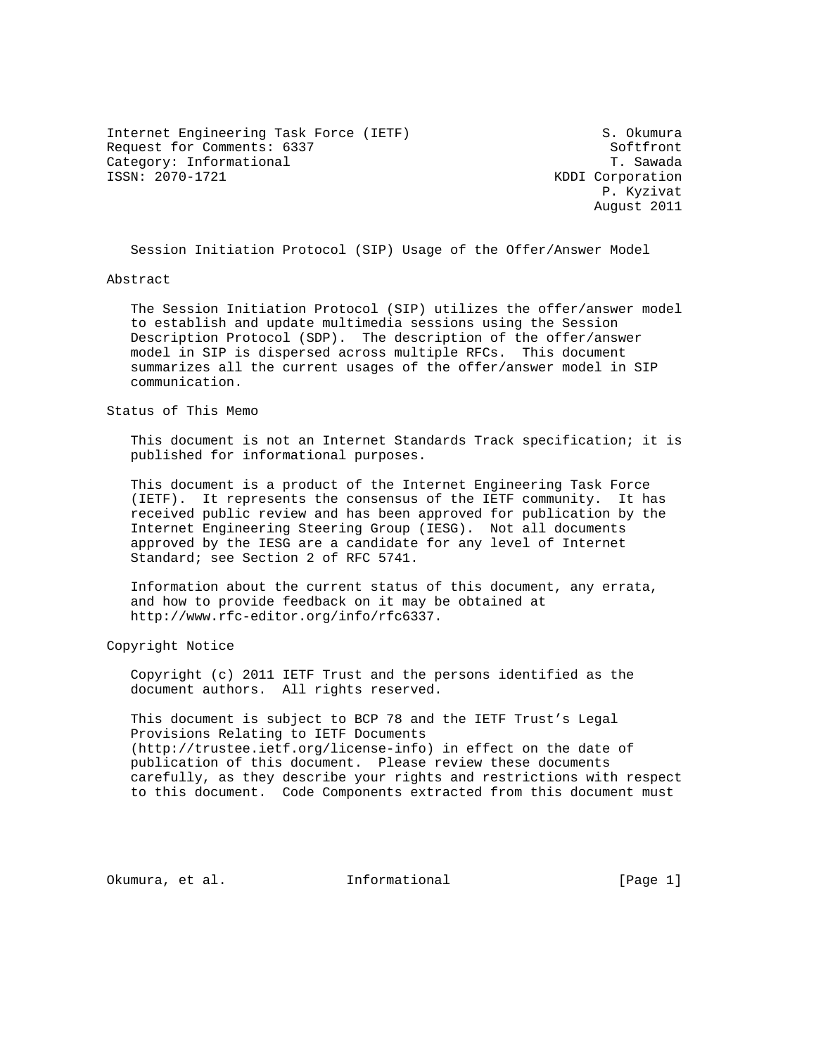Internet Engineering Task Force (IETF) S. Okumura
Request for Comments: 6337 Softfront
Category: Informational T. Sawada
ISSN: 2070-1721 KDDI Corporation
P. Kyzivat
August 2011

# Session Initiation Protocol (SIP) Usage of the Offer/Answer Model

## Abstract

The Session Initiation Protocol (SIP) utilizes the offer/answer model to establish and update multimedia sessions using the Session Description Protocol (SDP). The description of the offer/answer model in SIP is dispersed across multiple RFCs. This document summarizes all the current usages of the offer/answer model in SIP communication.

## Status of This Memo

This document is not an Internet Standards Track specification; it is published for informational purposes.

This document is a product of the Internet Engineering Task Force (IETF). It represents the consensus of the IETF community. It has received public review and has been approved for publication by the Internet Engineering Steering Group (IESG). Not all documents approved by the IESG are a candidate for any level of Internet Standard; see Section 2 of RFC 5741.

Information about the current status of this document, any errata, and how to provide feedback on it may be obtained at http://www.rfc-editor.org/info/rfc6337.

## Copyright Notice

Copyright (c) 2011 IETF Trust and the persons identified as the document authors. All rights reserved.

This document is subject to BCP 78 and the IETF Trust's Legal Provisions Relating to IETF Documents (http://trustee.ietf.org/license-info) in effect on the date of publication of this document. Please review these documents carefully, as they describe your rights and restrictions with respect to this document. Code Components extracted from this document must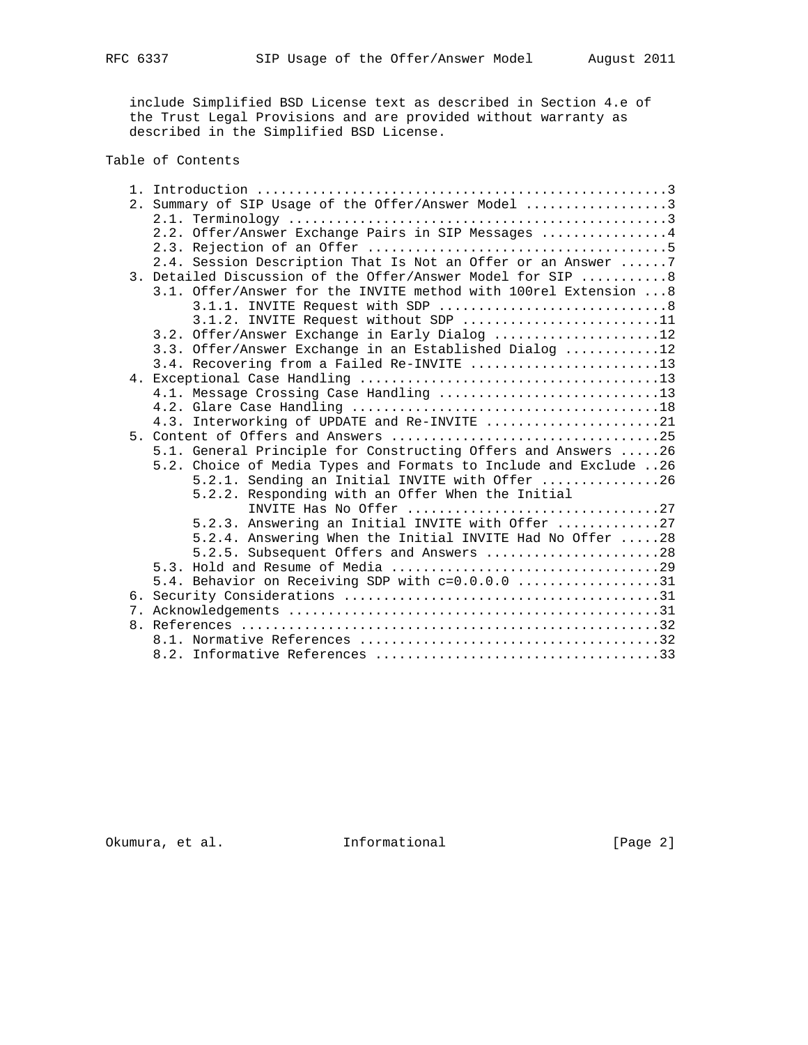include Simplified BSD License text as described in Section 4.e of the Trust Legal Provisions and are provided without warranty as described in the Simplified BSD License.

## Table of Contents

```
   1. Introduction ....................................................3
   2. Summary of SIP Usage of the Offer/Answer Model ..................3
      2.1. Terminology ................................................3
      2.2. Offer/Answer Exchange Pairs in SIP Messages ................4
      2.3. Rejection of an Offer ......................................5
      2.4. Session Description That Is Not an Offer or an Answer ......7
   3. Detailed Discussion of the Offer/Answer Model for SIP ...........8
      3.1. Offer/Answer for the INVITE method with 100rel Extension ...8
           3.1.1. INVITE Request with SDP .............................8
           3.1.2. INVITE Request without SDP .........................11
      3.2. Offer/Answer Exchange in Early Dialog .....................12
      3.3. Offer/Answer Exchange in an Established Dialog ............12
      3.4. Recovering from a Failed Re-INVITE ........................13
   4. Exceptional Case Handling ......................................13
      4.1. Message Crossing Case Handling ............................13
      4.2. Glare Case Handling .......................................18
      4.3. Interworking of UPDATE and Re-INVITE ......................21
   5. Content of Offers and Answers ..................................25
      5.1. General Principle for Constructing Offers and Answers .....26
      5.2. Choice of Media Types and Formats to Include and Exclude ..26
           5.2.1. Sending an Initial INVITE with Offer ...............26
           5.2.2. Responding with an Offer When the Initial
                  INVITE Has No Offer ................................27
           5.2.3. Answering an Initial INVITE with Offer .............27
           5.2.4. Answering When the Initial INVITE Had No Offer .....28
           5.2.5. Subsequent Offers and Answers ......................28
      5.3. Hold and Resume of Media ..................................29
      5.4. Behavior on Receiving SDP with c=0.0.0.0 ..................31
   6. Security Considerations ........................................31
   7. Acknowledgements ...............................................31
   8. References .....................................................32
      8.1. Normative References ......................................32
      8.2. Informative References ....................................33
```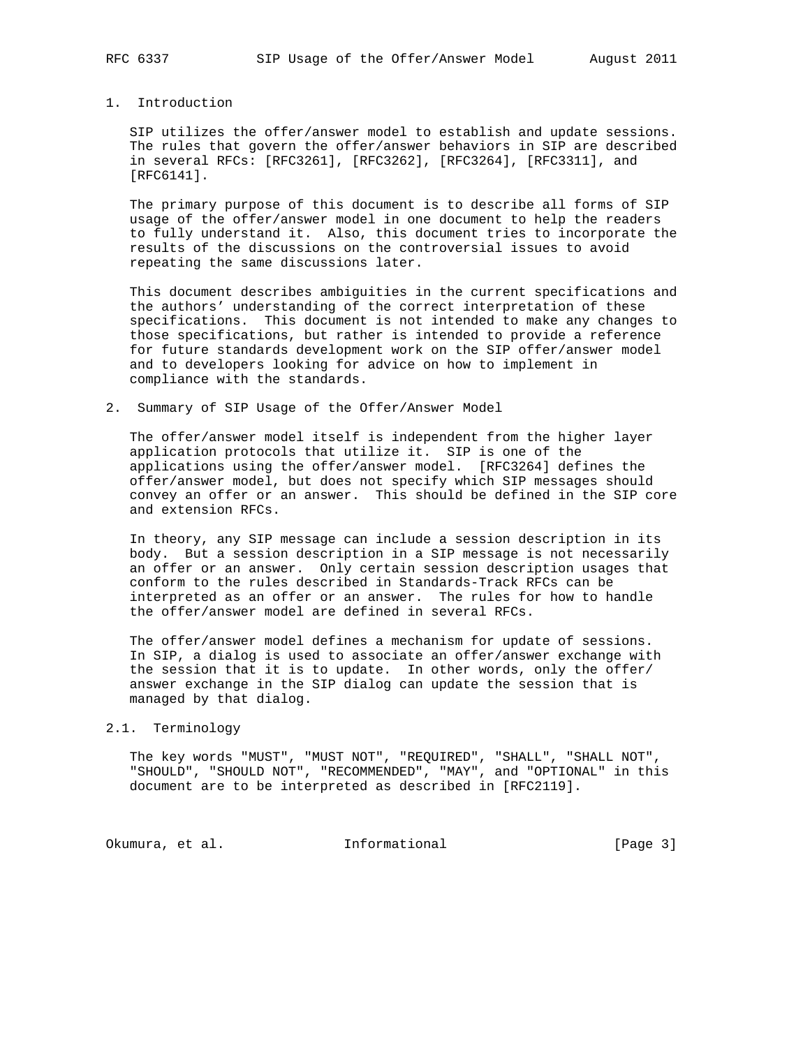# 1. Introduction

SIP utilizes the offer/answer model to establish and update sessions. The rules that govern the offer/answer behaviors in SIP are described in several RFCs: [RFC3261], [RFC3262], [RFC3264], [RFC3311], and [RFC6141].

The primary purpose of this document is to describe all forms of SIP usage of the offer/answer model in one document to help the readers to fully understand it. Also, this document tries to incorporate the results of the discussions on the controversial issues to avoid repeating the same discussions later.

This document describes ambiguities in the current specifications and the authors' understanding of the correct interpretation of these specifications. This document is not intended to make any changes to those specifications, but rather is intended to provide a reference for future standards development work on the SIP offer/answer model and to developers looking for advice on how to implement in compliance with the standards.

# 2. Summary of SIP Usage of the Offer/Answer Model

The offer/answer model itself is independent from the higher layer application protocols that utilize it. SIP is one of the applications using the offer/answer model. [RFC3264] defines the offer/answer model, but does not specify which SIP messages should convey an offer or an answer. This should be defined in the SIP core and extension RFCs.

In theory, any SIP message can include a session description in its body. But a session description in a SIP message is not necessarily an offer or an answer. Only certain session description usages that conform to the rules described in Standards-Track RFCs can be interpreted as an offer or an answer. The rules for how to handle the offer/answer model are defined in several RFCs.

The offer/answer model defines a mechanism for update of sessions. In SIP, a dialog is used to associate an offer/answer exchange with the session that it is to update. In other words, only the offer/answer exchange in the SIP dialog can update the session that is managed by that dialog.

## 2.1. Terminology

The key words "MUST", "MUST NOT", "REQUIRED", "SHALL", "SHALL NOT", "SHOULD", "SHOULD NOT", "RECOMMENDED", "MAY", and "OPTIONAL" in this document are to be interpreted as described in [RFC2119].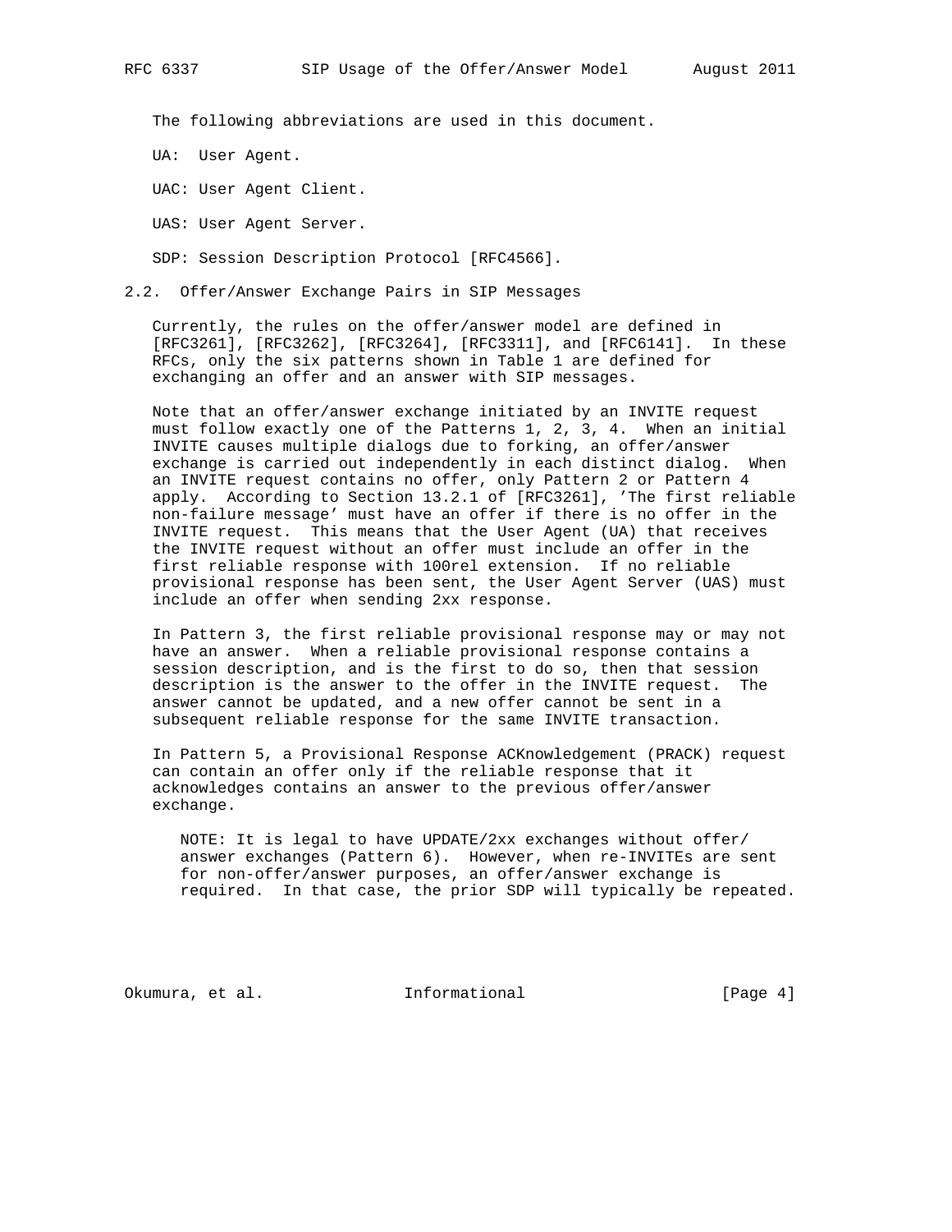The following abbreviations are used in this document.

UA: User Agent.

UAC: User Agent Client.

UAS: User Agent Server.

SDP: Session Description Protocol [RFC4566].

## 2.2. Offer/Answer Exchange Pairs in SIP Messages

Currently, the rules on the offer/answer model are defined in [RFC3261], [RFC3262], [RFC3264], [RFC3311], and [RFC6141]. In these RFCs, only the six patterns shown in Table 1 are defined for exchanging an offer and an answer with SIP messages.

Note that an offer/answer exchange initiated by an INVITE request must follow exactly one of the Patterns 1, 2, 3, 4. When an initial INVITE causes multiple dialogs due to forking, an offer/answer exchange is carried out independently in each distinct dialog. When an INVITE request contains no offer, only Pattern 2 or Pattern 4 apply. According to Section 13.2.1 of [RFC3261], 'The first reliable non-failure message' must have an offer if there is no offer in the INVITE request. This means that the User Agent (UA) that receives the INVITE request without an offer must include an offer in the first reliable response with 100rel extension. If no reliable provisional response has been sent, the User Agent Server (UAS) must include an offer when sending 2xx response.

In Pattern 3, the first reliable provisional response may or may not have an answer. When a reliable provisional response contains a session description, and is the first to do so, then that session description is the answer to the offer in the INVITE request. The answer cannot be updated, and a new offer cannot be sent in a subsequent reliable response for the same INVITE transaction.

In Pattern 5, a Provisional Response ACKnowledgement (PRACK) request can contain an offer only if the reliable response that it acknowledges contains an answer to the previous offer/answer exchange.

> NOTE: It is legal to have UPDATE/2xx exchanges without offer/answer exchanges (Pattern 6). However, when re-INVITEs are sent for non-offer/answer purposes, an offer/answer exchange is required. In that case, the prior SDP will typically be repeated.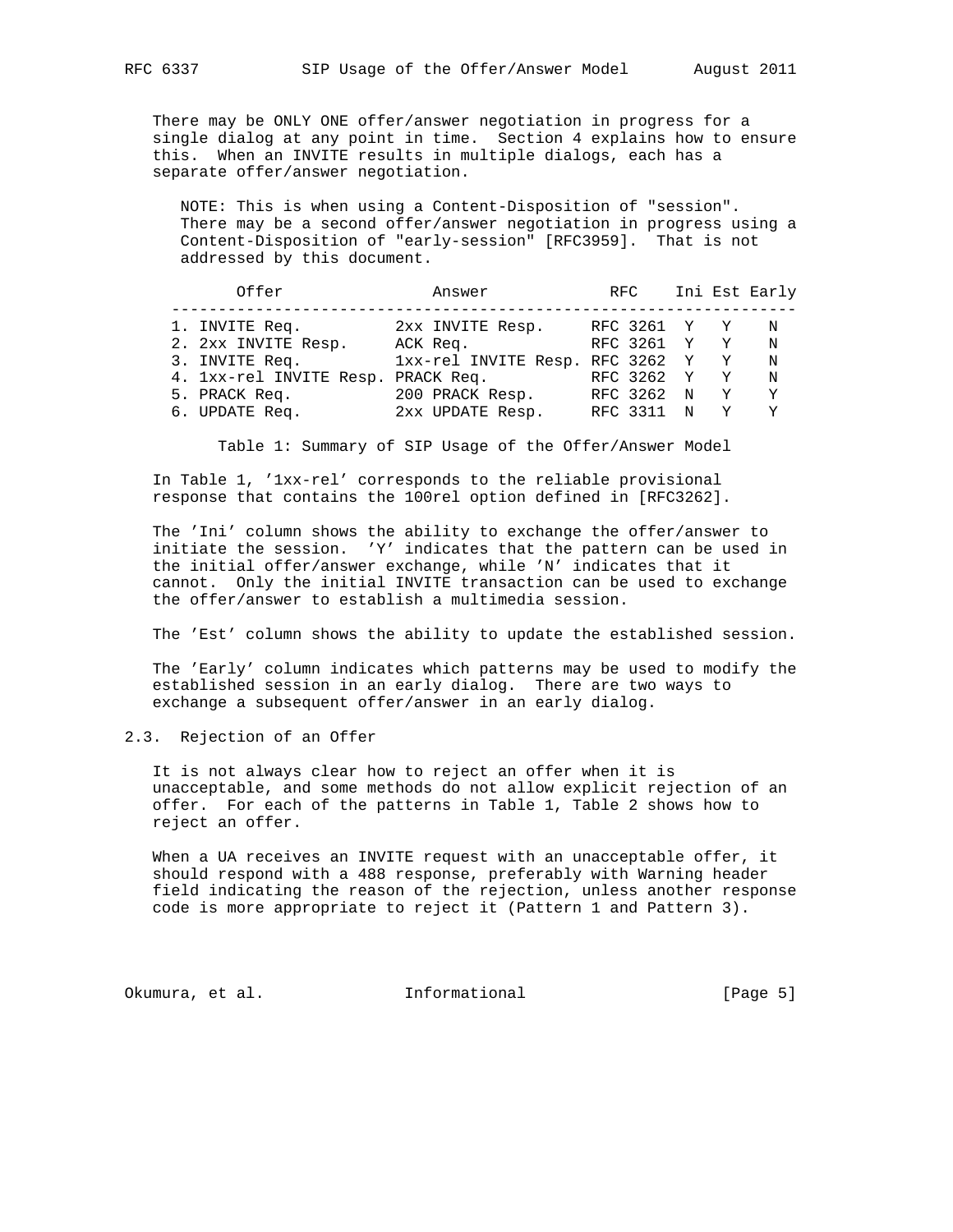There may be ONLY ONE offer/answer negotiation in progress for a single dialog at any point in time. Section 4 explains how to ensure this. When an INVITE results in multiple dialogs, each has a separate offer/answer negotiation.

NOTE: This is when using a Content-Disposition of "session". There may be a second offer/answer negotiation in progress using a Content-Disposition of "early-session" [RFC3959]. That is not addressed by this document.

| Offer | Answer | RFC | Ini | Est | Early |
|---|---|---|---|---|---|
| 1. INVITE Req. | 2xx INVITE Resp. | RFC 3261 | Y | Y | N |
| 2. 2xx INVITE Resp. | ACK Req. | RFC 3261 | Y | Y | N |
| 3. INVITE Req. | 1xx-rel INVITE Resp. | RFC 3262 | Y | Y | N |
| 4. 1xx-rel INVITE Resp. | PRACK Req. | RFC 3262 | Y | Y | N |
| 5. PRACK Req. | 200 PRACK Resp. | RFC 3262 | N | Y | Y |
| 6. UPDATE Req. | 2xx UPDATE Resp. | RFC 3311 | N | Y | Y |

Table 1: Summary of SIP Usage of the Offer/Answer Model

In Table 1, '1xx-rel' corresponds to the reliable provisional response that contains the 100rel option defined in [RFC3262].

The 'Ini' column shows the ability to exchange the offer/answer to initiate the session. 'Y' indicates that the pattern can be used in the initial offer/answer exchange, while 'N' indicates that it cannot. Only the initial INVITE transaction can be used to exchange the offer/answer to establish a multimedia session.

The 'Est' column shows the ability to update the established session.

The 'Early' column indicates which patterns may be used to modify the established session in an early dialog. There are two ways to exchange a subsequent offer/answer in an early dialog.

### 2.3. Rejection of an Offer

It is not always clear how to reject an offer when it is unacceptable, and some methods do not allow explicit rejection of an offer. For each of the patterns in Table 1, Table 2 shows how to reject an offer.

When a UA receives an INVITE request with an unacceptable offer, it should respond with a 488 response, preferably with Warning header field indicating the reason of the rejection, unless another response code is more appropriate to reject it (Pattern 1 and Pattern 3).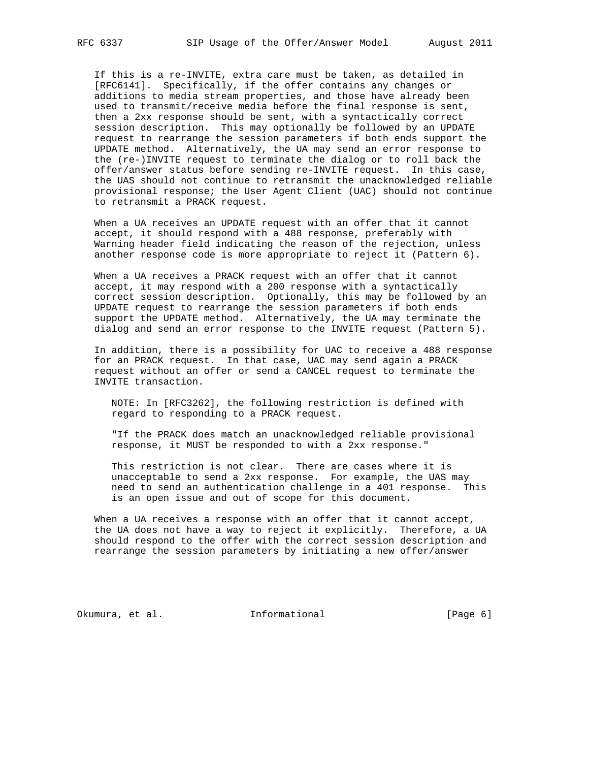If this is a re-INVITE, extra care must be taken, as detailed in [RFC6141]. Specifically, if the offer contains any changes or additions to media stream properties, and those have already been used to transmit/receive media before the final response is sent, then a 2xx response should be sent, with a syntactically correct session description. This may optionally be followed by an UPDATE request to rearrange the session parameters if both ends support the UPDATE method. Alternatively, the UA may send an error response to the (re-)INVITE request to terminate the dialog or to roll back the offer/answer status before sending re-INVITE request. In this case, the UAS should not continue to retransmit the unacknowledged reliable provisional response; the User Agent Client (UAC) should not continue to retransmit a PRACK request.

When a UA receives an UPDATE request with an offer that it cannot accept, it should respond with a 488 response, preferably with Warning header field indicating the reason of the rejection, unless another response code is more appropriate to reject it (Pattern 6).

When a UA receives a PRACK request with an offer that it cannot accept, it may respond with a 200 response with a syntactically correct session description. Optionally, this may be followed by an UPDATE request to rearrange the session parameters if both ends support the UPDATE method. Alternatively, the UA may terminate the dialog and send an error response to the INVITE request (Pattern 5).

In addition, there is a possibility for UAC to receive a 488 response for an PRACK request. In that case, UAC may send again a PRACK request without an offer or send a CANCEL request to terminate the INVITE transaction.

> NOTE: In [RFC3262], the following restriction is defined with regard to responding to a PRACK request.
>
> "If the PRACK does match an unacknowledged reliable provisional response, it MUST be responded to with a 2xx response."
>
> This restriction is not clear. There are cases where it is unacceptable to send a 2xx response. For example, the UAS may need to send an authentication challenge in a 401 response. This is an open issue and out of scope for this document.

When a UA receives a response with an offer that it cannot accept, the UA does not have a way to reject it explicitly. Therefore, a UA should respond to the offer with the correct session description and rearrange the session parameters by initiating a new offer/answer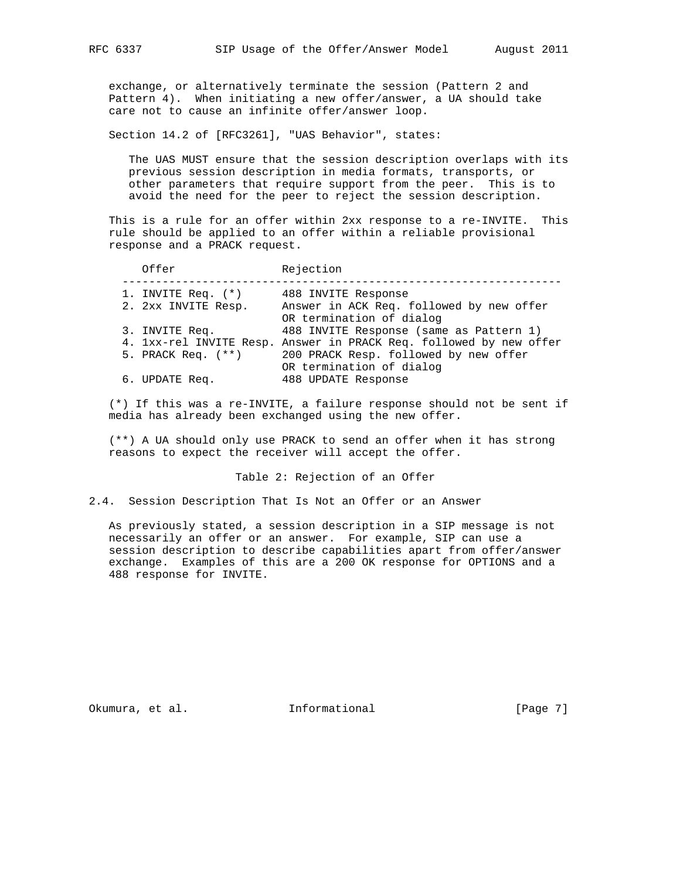exchange, or alternatively terminate the session (Pattern 2 and Pattern 4). When initiating a new offer/answer, a UA should take care not to cause an infinite offer/answer loop.

Section 14.2 of [RFC3261], "UAS Behavior", states:

> The UAS MUST ensure that the session description overlaps with its previous session description in media formats, transports, or other parameters that require support from the peer. This is to avoid the need for the peer to reject the session description.

This is a rule for an offer within 2xx response to a re-INVITE. This rule should be applied to an offer within a reliable provisional response and a PRACK request.

| Offer | Rejection |
|---|---|
| 1. INVITE Req. (*) | 488 INVITE Response |
| 2. 2xx INVITE Resp. | Answer in ACK Req. followed by new offer OR termination of dialog |
| 3. INVITE Req. | 488 INVITE Response (same as Pattern 1) |
| 4. 1xx-rel INVITE Resp. | Answer in PRACK Req. followed by new offer |
| 5. PRACK Req. (**) | 200 PRACK Resp. followed by new offer OR termination of dialog |
| 6. UPDATE Req. | 488 UPDATE Response |

(*) If this was a re-INVITE, a failure response should not be sent if media has already been exchanged using the new offer.

(**) A UA should only use PRACK to send an offer when it has strong reasons to expect the receiver will accept the offer.

Table 2: Rejection of an Offer

## 2.4. Session Description That Is Not an Offer or an Answer

As previously stated, a session description in a SIP message is not necessarily an offer or an answer. For example, SIP can use a session description to describe capabilities apart from offer/answer exchange. Examples of this are a 200 OK response for OPTIONS and a 488 response for INVITE.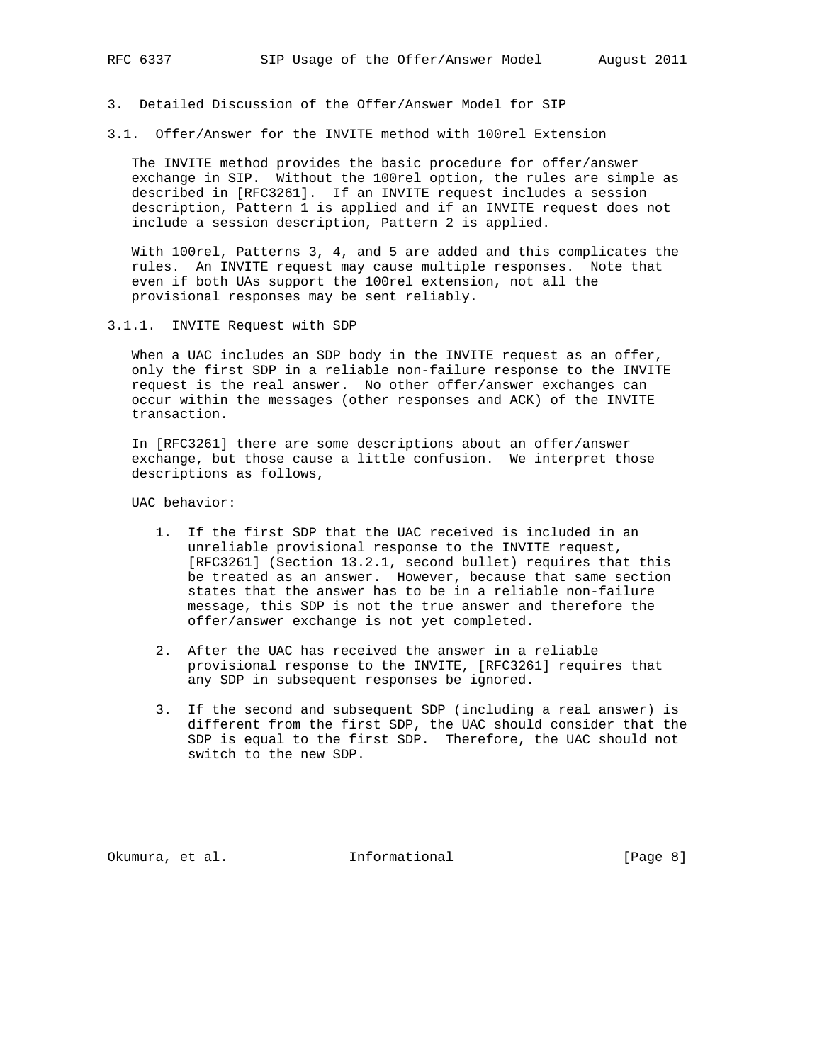# 3. Detailed Discussion of the Offer/Answer Model for SIP

## 3.1. Offer/Answer for the INVITE method with 100rel Extension

The INVITE method provides the basic procedure for offer/answer exchange in SIP. Without the 100rel option, the rules are simple as described in [RFC3261]. If an INVITE request includes a session description, Pattern 1 is applied and if an INVITE request does not include a session description, Pattern 2 is applied.

With 100rel, Patterns 3, 4, and 5 are added and this complicates the rules. An INVITE request may cause multiple responses. Note that even if both UAs support the 100rel extension, not all the provisional responses may be sent reliably.

### 3.1.1. INVITE Request with SDP

When a UAC includes an SDP body in the INVITE request as an offer, only the first SDP in a reliable non-failure response to the INVITE request is the real answer. No other offer/answer exchanges can occur within the messages (other responses and ACK) of the INVITE transaction.

In [RFC3261] there are some descriptions about an offer/answer exchange, but those cause a little confusion. We interpret those descriptions as follows,

UAC behavior:

1. If the first SDP that the UAC received is included in an unreliable provisional response to the INVITE request, [RFC3261] (Section 13.2.1, second bullet) requires that this be treated as an answer. However, because that same section states that the answer has to be in a reliable non-failure message, this SDP is not the true answer and therefore the offer/answer exchange is not yet completed.

2. After the UAC has received the answer in a reliable provisional response to the INVITE, [RFC3261] requires that any SDP in subsequent responses be ignored.

3. If the second and subsequent SDP (including a real answer) is different from the first SDP, the UAC should consider that the SDP is equal to the first SDP. Therefore, the UAC should not switch to the new SDP.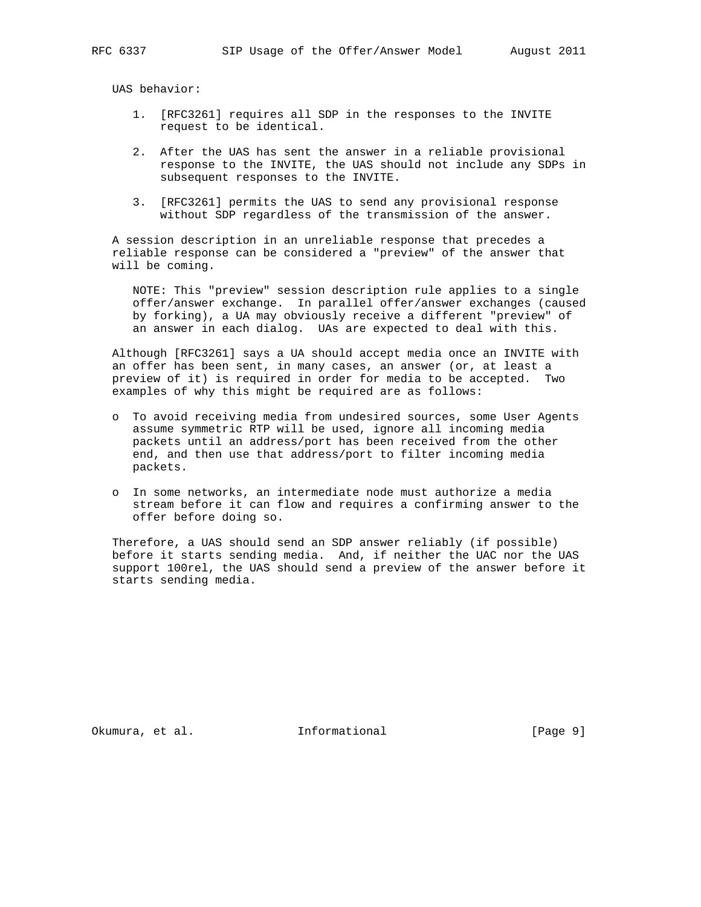UAS behavior:

1. [RFC3261] requires all SDP in the responses to the INVITE request to be identical.

2. After the UAS has sent the answer in a reliable provisional response to the INVITE, the UAS should not include any SDPs in subsequent responses to the INVITE.

3. [RFC3261] permits the UAS to send any provisional response without SDP regardless of the transmission of the answer.

A session description in an unreliable response that precedes a reliable response can be considered a "preview" of the answer that will be coming.

NOTE: This "preview" session description rule applies to a single offer/answer exchange. In parallel offer/answer exchanges (caused by forking), a UA may obviously receive a different "preview" of an answer in each dialog. UAs are expected to deal with this.

Although [RFC3261] says a UA should accept media once an INVITE with an offer has been sent, in many cases, an answer (or, at least a preview of it) is required in order for media to be accepted. Two examples of why this might be required are as follows:

- To avoid receiving media from undesired sources, some User Agents assume symmetric RTP will be used, ignore all incoming media packets until an address/port has been received from the other end, and then use that address/port to filter incoming media packets.

- In some networks, an intermediate node must authorize a media stream before it can flow and requires a confirming answer to the offer before doing so.

Therefore, a UAS should send an SDP answer reliably (if possible) before it starts sending media. And, if neither the UAC nor the UAS support 100rel, the UAS should send a preview of the answer before it starts sending media.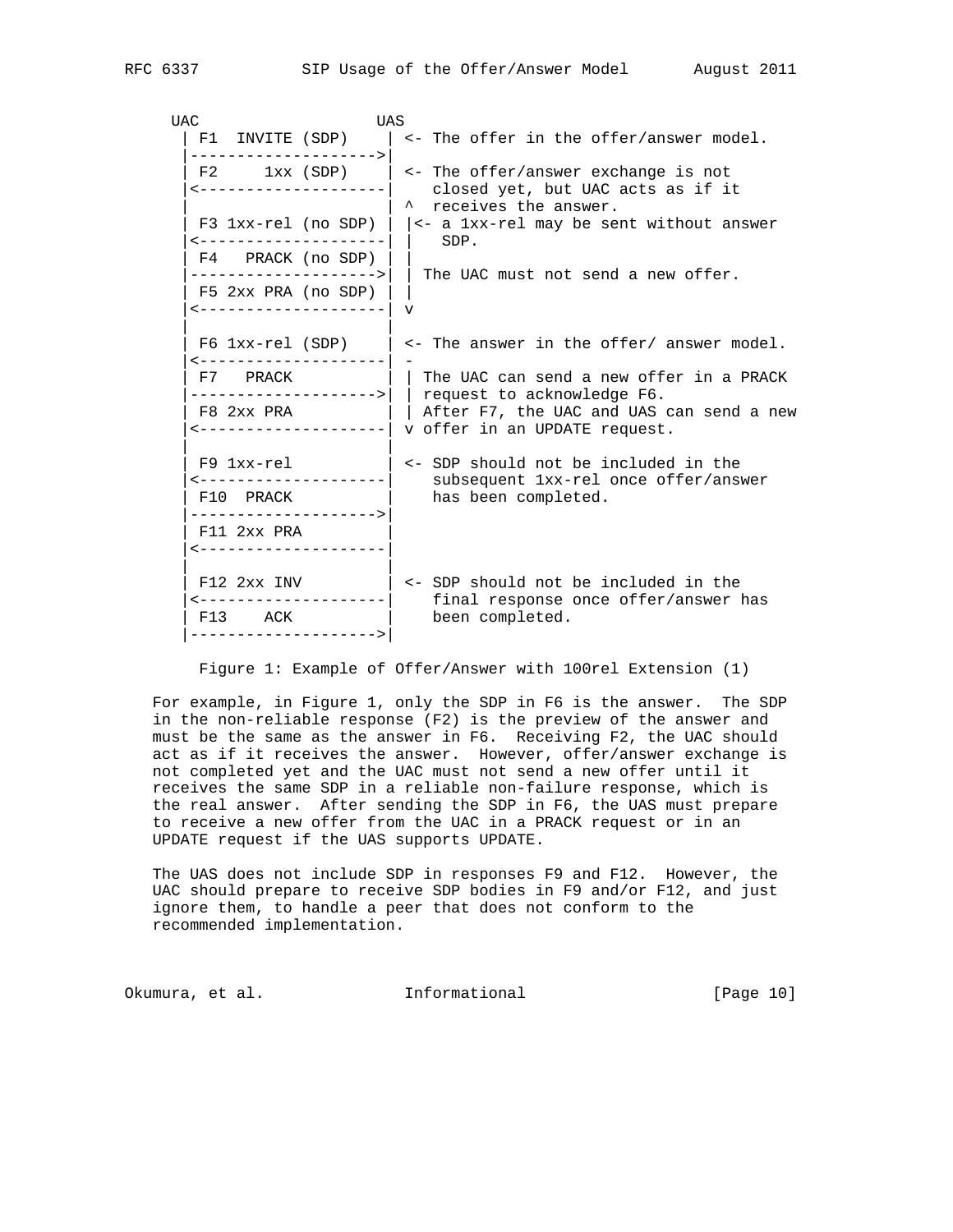```
     UAC                   UAS
       | F1  INVITE (SDP)    | <- The offer in the offer/answer model.
       |-------------------->|
       | F2     1xx (SDP)    | <- The offer/answer exchange is not
       |<--------------------|    closed yet, but UAC acts as if it
       |                     | ^  receives the answer.
       | F3 1xx-rel (no SDP) | |<- a 1xx-rel may be sent without answer
       |<--------------------| |    SDP.
       | F4   PRACK (no SDP) | |
       |-------------------->| | The UAC must not send a new offer.
       | F5 2xx PRA (no SDP) | |
       |<--------------------| v
       |                     |
       | F6 1xx-rel (SDP)    | <- The answer in the offer/ answer model.
       |<--------------------| -
       | F7   PRACK          | | The UAC can send a new offer in a PRACK
       |-------------------->| | request to acknowledge F6.
       | F8 2xx PRA          | | After F7, the UAC and UAS can send a new
       |<--------------------| v offer in an UPDATE request.
       |                     |
       | F9 1xx-rel          | <- SDP should not be included in the
       |<--------------------|    subsequent 1xx-rel once offer/answer
       | F10  PRACK          |    has been completed.
       |-------------------->|
       | F11 2xx PRA         |
       |<--------------------|
       |                     |
       | F12 2xx INV         | <- SDP should not be included in the
       |<--------------------|    final response once offer/answer has
       | F13    ACK          |    been completed.
       |-------------------->|
```

Figure 1: Example of Offer/Answer with 100rel Extension (1)

For example, in Figure 1, only the SDP in F6 is the answer. The SDP in the non-reliable response (F2) is the preview of the answer and must be the same as the answer in F6. Receiving F2, the UAC should act as if it receives the answer. However, offer/answer exchange is not completed yet and the UAC must not send a new offer until it receives the same SDP in a reliable non-failure response, which is the real answer. After sending the SDP in F6, the UAS must prepare to receive a new offer from the UAC in a PRACK request or in an UPDATE request if the UAS supports UPDATE.

The UAS does not include SDP in responses F9 and F12. However, the UAC should prepare to receive SDP bodies in F9 and/or F12, and just ignore them, to handle a peer that does not conform to the recommended implementation.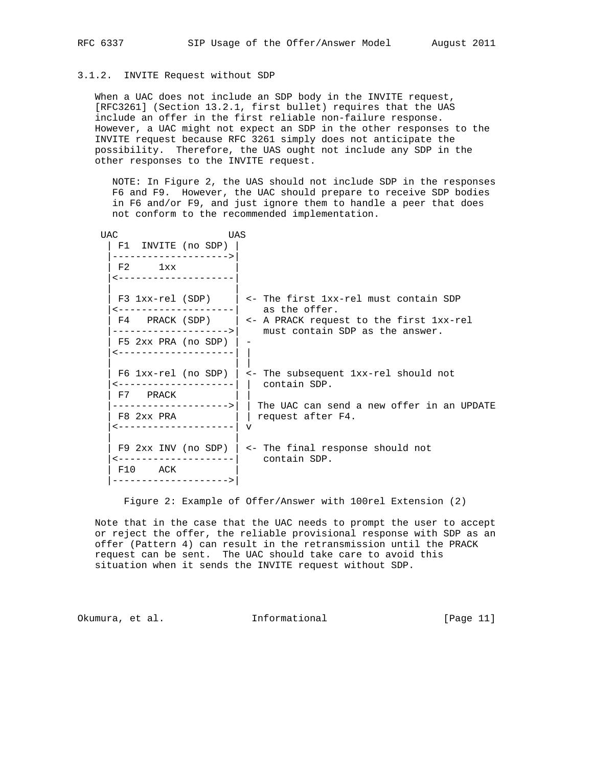### 3.1.2. INVITE Request without SDP

When a UAC does not include an SDP body in the INVITE request, [RFC3261] (Section 13.2.1, first bullet) requires that the UAS include an offer in the first reliable non-failure response. However, a UAC might not expect an SDP in the other responses to the INVITE request because RFC 3261 simply does not anticipate the possibility. Therefore, the UAS ought not include any SDP in the other responses to the INVITE request.

NOTE: In Figure 2, the UAS should not include SDP in the responses F6 and F9. However, the UAC should prepare to receive SDP bodies in F6 and/or F9, and just ignore them to handle a peer that does not conform to the recommended implementation.

```
 UAC                   UAS
  | F1  INVITE (no SDP) |
  |-------------------->|
  | F2     1xx          |
  |<--------------------|
  |                     |
  | F3 1xx-rel (SDP)    | <- The first 1xx-rel must contain SDP
  |<--------------------|    as the offer.
  | F4   PRACK (SDP)    | <- A PRACK request to the first 1xx-rel
  |-------------------->|    must contain SDP as the answer.
  | F5 2xx PRA (no SDP) | -
  |<--------------------| |
  |                     | |
  | F6 1xx-rel (no SDP) | <- The subsequent 1xx-rel should not
  |<--------------------| |  contain SDP.
  | F7   PRACK          | |
  |-------------------->| | The UAC can send a new offer in an UPDATE
  | F8 2xx PRA          | | request after F4.
  |<--------------------| v
  |                     |
  | F9 2xx INV (no SDP) | <- The final response should not
  |<--------------------|    contain SDP.
  | F10    ACK          |
  |-------------------->|
```

Figure 2: Example of Offer/Answer with 100rel Extension (2)

Note that in the case that the UAC needs to prompt the user to accept or reject the offer, the reliable provisional response with SDP as an offer (Pattern 4) can result in the retransmission until the PRACK request can be sent. The UAC should take care to avoid this situation when it sends the INVITE request without SDP.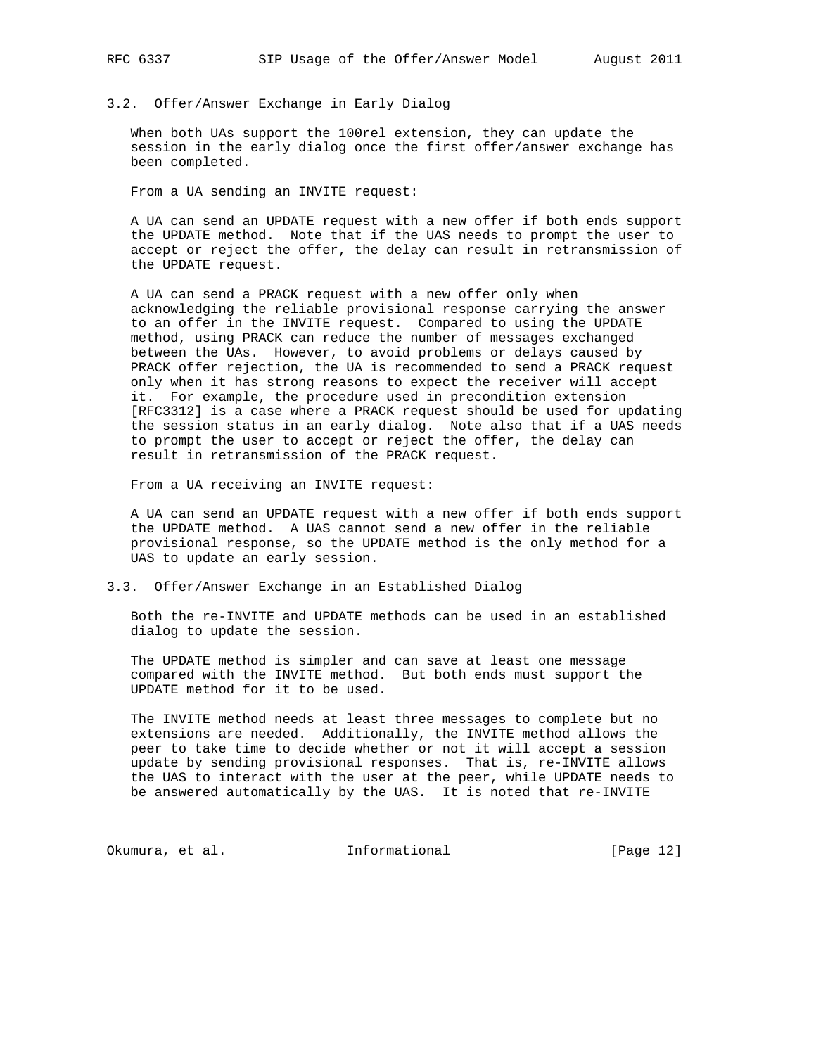### 3.2. Offer/Answer Exchange in Early Dialog

When both UAs support the 100rel extension, they can update the session in the early dialog once the first offer/answer exchange has been completed.

From a UA sending an INVITE request:

A UA can send an UPDATE request with a new offer if both ends support the UPDATE method. Note that if the UAS needs to prompt the user to accept or reject the offer, the delay can result in retransmission of the UPDATE request.

A UA can send a PRACK request with a new offer only when acknowledging the reliable provisional response carrying the answer to an offer in the INVITE request. Compared to using the UPDATE method, using PRACK can reduce the number of messages exchanged between the UAs. However, to avoid problems or delays caused by PRACK offer rejection, the UA is recommended to send a PRACK request only when it has strong reasons to expect the receiver will accept it. For example, the procedure used in precondition extension [RFC3312] is a case where a PRACK request should be used for updating the session status in an early dialog. Note also that if a UAS needs to prompt the user to accept or reject the offer, the delay can result in retransmission of the PRACK request.

From a UA receiving an INVITE request:

A UA can send an UPDATE request with a new offer if both ends support the UPDATE method. A UAS cannot send a new offer in the reliable provisional response, so the UPDATE method is the only method for a UAS to update an early session.

### 3.3. Offer/Answer Exchange in an Established Dialog

Both the re-INVITE and UPDATE methods can be used in an established dialog to update the session.

The UPDATE method is simpler and can save at least one message compared with the INVITE method. But both ends must support the UPDATE method for it to be used.

The INVITE method needs at least three messages to complete but no extensions are needed. Additionally, the INVITE method allows the peer to take time to decide whether or not it will accept a session update by sending provisional responses. That is, re-INVITE allows the UAS to interact with the user at the peer, while UPDATE needs to be answered automatically by the UAS. It is noted that re-INVITE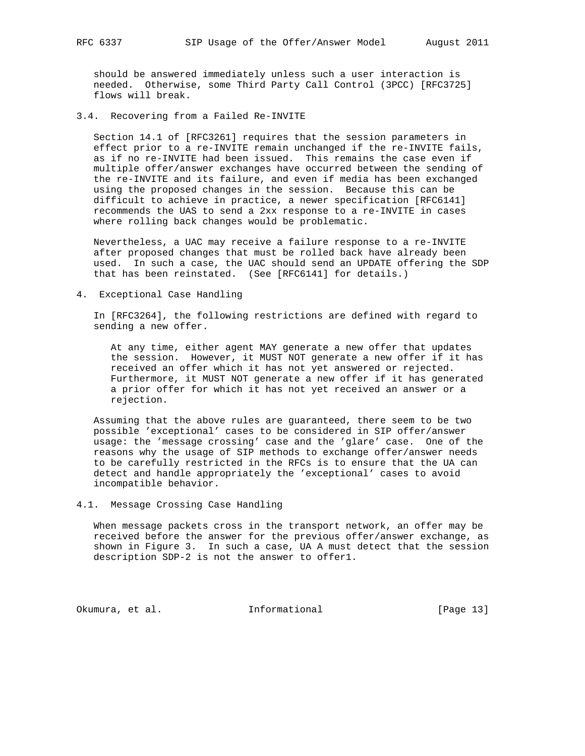should be answered immediately unless such a user interaction is needed. Otherwise, some Third Party Call Control (3PCC) [RFC3725] flows will break.

### 3.4. Recovering from a Failed Re-INVITE

Section 14.1 of [RFC3261] requires that the session parameters in effect prior to a re-INVITE remain unchanged if the re-INVITE fails, as if no re-INVITE had been issued. This remains the case even if multiple offer/answer exchanges have occurred between the sending of the re-INVITE and its failure, and even if media has been exchanged using the proposed changes in the session. Because this can be difficult to achieve in practice, a newer specification [RFC6141] recommends the UAS to send a 2xx response to a re-INVITE in cases where rolling back changes would be problematic.

Nevertheless, a UAC may receive a failure response to a re-INVITE after proposed changes that must be rolled back have already been used. In such a case, the UAC should send an UPDATE offering the SDP that has been reinstated. (See [RFC6141] for details.)

## 4. Exceptional Case Handling

In [RFC3264], the following restrictions are defined with regard to sending a new offer.

> At any time, either agent MAY generate a new offer that updates the session. However, it MUST NOT generate a new offer if it has received an offer which it has not yet answered or rejected. Furthermore, it MUST NOT generate a new offer if it has generated a prior offer for which it has not yet received an answer or a rejection.

Assuming that the above rules are guaranteed, there seem to be two possible 'exceptional' cases to be considered in SIP offer/answer usage: the 'message crossing' case and the 'glare' case. One of the reasons why the usage of SIP methods to exchange offer/answer needs to be carefully restricted in the RFCs is to ensure that the UA can detect and handle appropriately the 'exceptional' cases to avoid incompatible behavior.

### 4.1. Message Crossing Case Handling

When message packets cross in the transport network, an offer may be received before the answer for the previous offer/answer exchange, as shown in Figure 3. In such a case, UA A must detect that the session description SDP-2 is not the answer to offer1.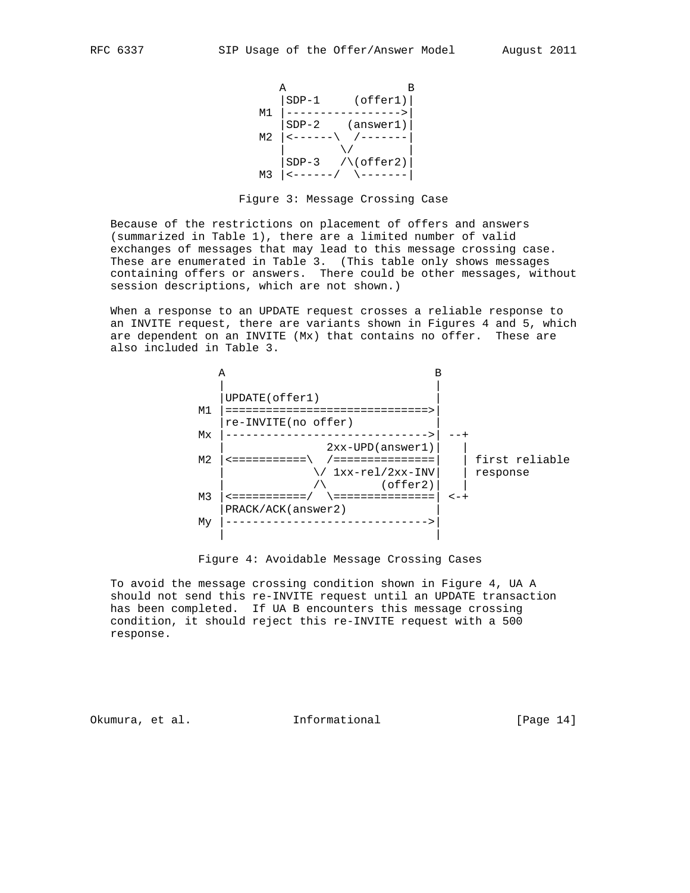```
            A                 B
            |SDP-1     (offer1)|
         M1 |----------------->|
            |SDP-2    (answer1)|
         M2 |<------\  /-------|
            |        \/        |
            |SDP-3   /\(offer2)|
         M3 |<------/  \-------|
```

Figure 3: Message Crossing Case

Because of the restrictions on placement of offers and answers (summarized in Table 1), there are a limited number of valid exchanges of messages that may lead to this message crossing case. These are enumerated in Table 3. (This table only shows messages containing offers or answers. There could be other messages, without session descriptions, which are not shown.)

When a response to an UPDATE request crosses a reliable response to an INVITE request, there are variants shown in Figures 4 and 5, which are dependent on an INVITE (Mx) that contains no offer. These are also included in Table 3.

```
       A                               B
       |                               |
       |UPDATE(offer1)                 |
    M1 |==============================>|
       |re-INVITE(no offer)            |
    Mx |------------------------------>| --+
       |               2xx-UPD(answer1)|   |
    M2 |<===========\  /===============|   | first reliable
       |             \/ 1xx-rel/2xx-INV|   | response
       |             /\        (offer2)|   |
    M3 |<===========/  \===============| <-+
       |PRACK/ACK(answer2)             |
    My |------------------------------>|
       |                               |
```

Figure 4: Avoidable Message Crossing Cases

To avoid the message crossing condition shown in Figure 4, UA A should not send this re-INVITE request until an UPDATE transaction has been completed. If UA B encounters this message crossing condition, it should reject this re-INVITE request with a 500 response.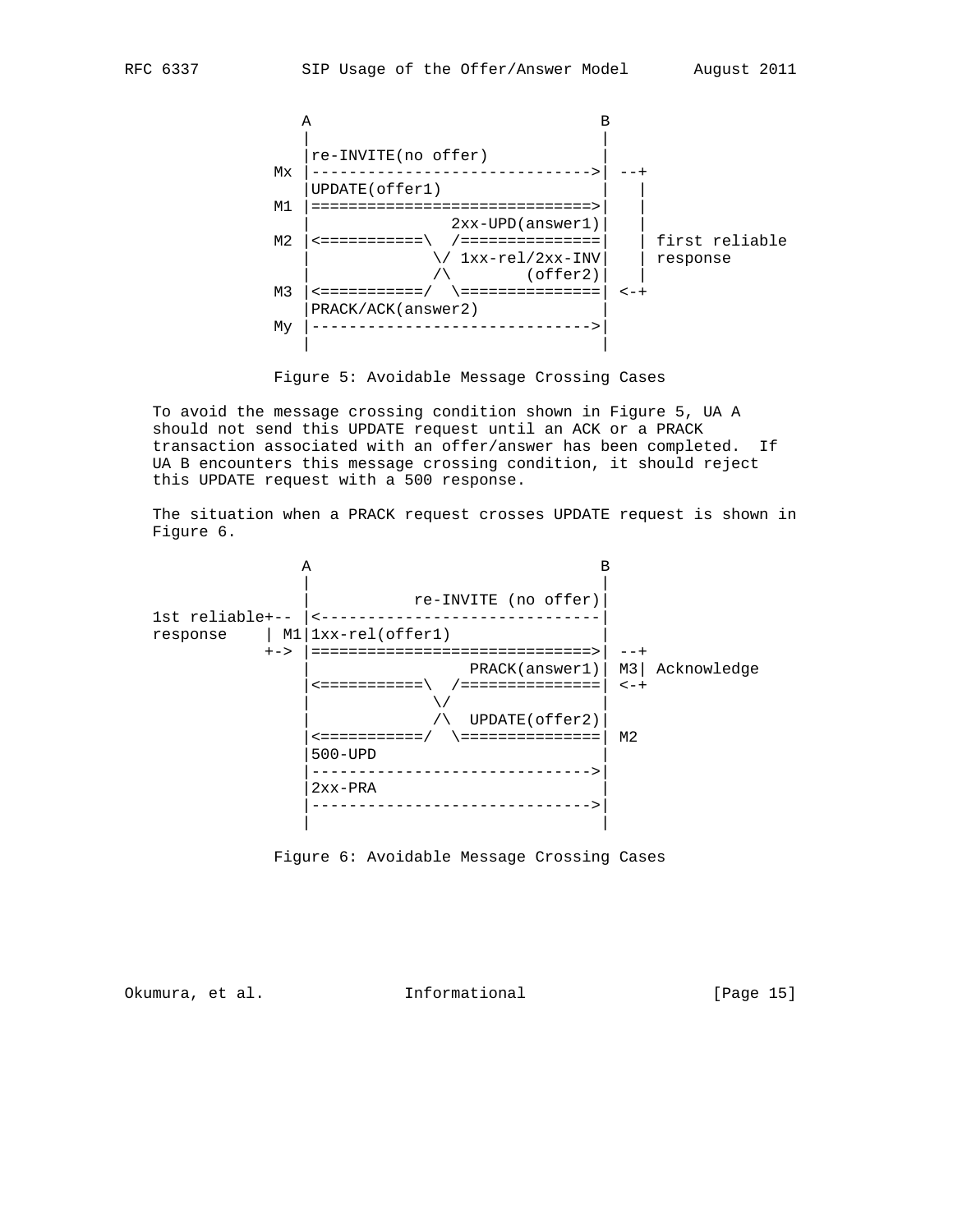```
                 A                               B
                 |                               |
                 |re-INVITE(no offer)            |
              Mx |------------------------------>| --+
                 |UPDATE(offer1)                 |   |
              M1 |==============================>|   |
                 |               2xx-UPD(answer1)|   |
              M2 |<===========\  /===============|   | first reliable
                 |             \/ 1xx-rel/2xx-INV|   | response
                 |             /\        (offer2)|   |
              M3 |<===========/  \===============| <-+
                 |PRACK/ACK(answer2)             |
              My |------------------------------>|
                 |                               |
```

Figure 5: Avoidable Message Crossing Cases

To avoid the message crossing condition shown in Figure 5, UA A should not send this UPDATE request until an ACK or a PRACK transaction associated with an offer/answer has been completed. If UA B encounters this message crossing condition, it should reject this UPDATE request with a 500 response.

The situation when a PRACK request crosses UPDATE request is shown in Figure 6.

```
                 A                               B
                 |                               |
                 |            re-INVITE (no offer)|
   1st reliable+-- |<------------------------------|
   response    | M1|1xx-rel(offer1)               |
               +-> |==============================>| --+
                 |                  PRACK(answer1)| M3| Acknowledge
                 |<===========\  /===============| <-+
                 |             \/                |
                 |             /\  UPDATE(offer2)|
                 |<===========/  \===============| M2
                 |500-UPD                        |
                 |------------------------------>|
                 |2xx-PRA                        |
                 |------------------------------>|
                 |                               |
```

Figure 6: Avoidable Message Crossing Cases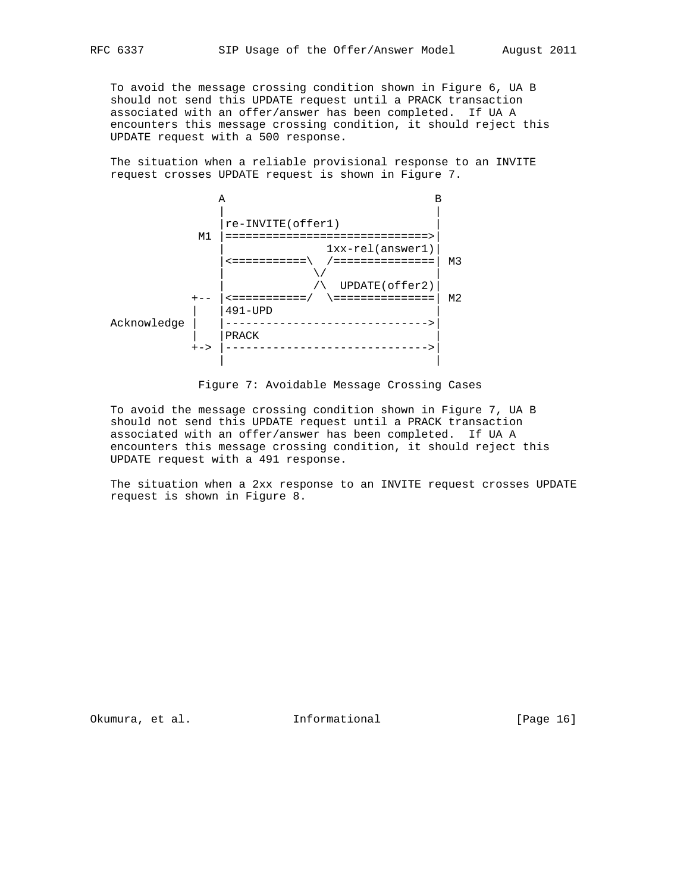To avoid the message crossing condition shown in Figure 6, UA B should not send this UPDATE request until a PRACK transaction associated with an offer/answer has been completed. If UA A encounters this message crossing condition, it should reject this UPDATE request with a 500 response.

The situation when a reliable provisional response to an INVITE request crosses UPDATE request is shown in Figure 7.

```
                 A                               B
                 |                               |
                 |re-INVITE(offer1)              |
              M1 |==============================>|
                 |               1xx-rel(answer1)|
                 |<===========\  /===============| M3
                 |             \/                |
                 |             /\  UPDATE(offer2)|
             +-- |<===========/  \===============| M2
             |   |491-UPD                        |
 Acknowledge |   |------------------------------>|
             |   |PRACK                          |
             +-> |------------------------------>|
                 |                               |
```

Figure 7: Avoidable Message Crossing Cases

To avoid the message crossing condition shown in Figure 7, UA B should not send this UPDATE request until a PRACK transaction associated with an offer/answer has been completed. If UA A encounters this message crossing condition, it should reject this UPDATE request with a 491 response.

The situation when a 2xx response to an INVITE request crosses UPDATE request is shown in Figure 8.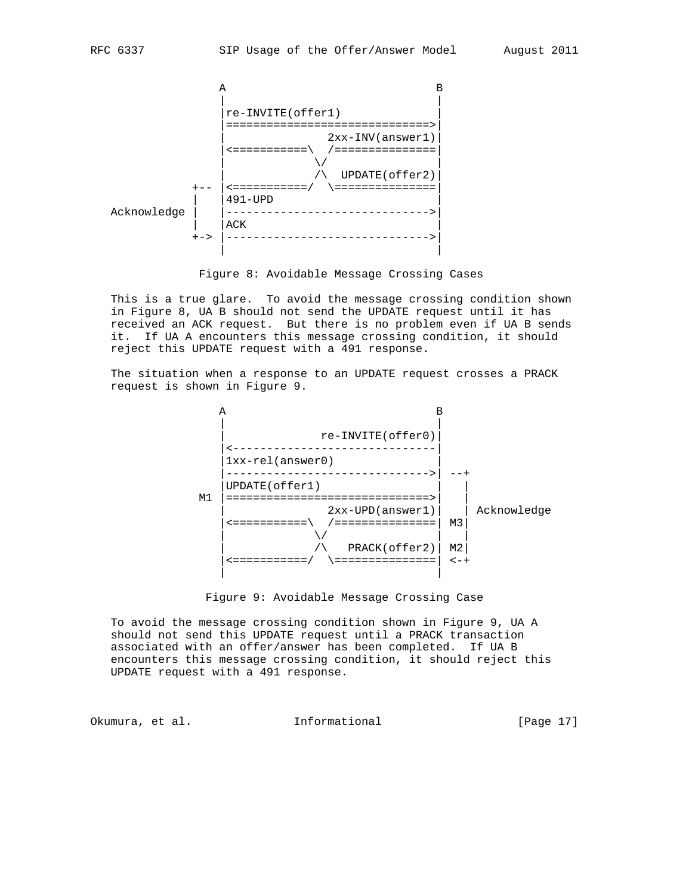```
                 A                              B
                 |                              |
                 |re-INVITE(offer1)             |
                 |=============================>|
                 |               2xx-INV(answer1)|
                 |<===========\  /==============|
                 |             \/               |
                 |             /\  UPDATE(offer2)|
             +-- |<===========/  \==============|
             |   |491-UPD                       |
 Acknowledge |   |----------------------------->|
             |   |ACK                           |
             +-> |----------------------------->|
                 |                              |
```

Figure 8: Avoidable Message Crossing Cases

This is a true glare. To avoid the message crossing condition shown in Figure 8, UA B should not send the UPDATE request until it has received an ACK request. But there is no problem even if UA B sends it. If UA A encounters this message crossing condition, it should reject this UPDATE request with a 491 response.

The situation when a response to an UPDATE request crosses a PRACK request is shown in Figure 9.

```
                 A                              B
                 |                              |
                 |              re-INVITE(offer0)|
                 |<-----------------------------|
                 |1xx-rel(answer0)              |
                 |----------------------------->| --+
                 |UPDATE(offer1)                |   |
              M1 |=============================>|   |
                 |               2xx-UPD(answer1)|   | Acknowledge
                 |<===========\  /==============| M3|
                 |             \/               |   |
                 |             /\   PRACK(offer2)| M2|
                 |<===========/  \==============| <-+
                 |                              |
```

Figure 9: Avoidable Message Crossing Case

To avoid the message crossing condition shown in Figure 9, UA A should not send this UPDATE request until a PRACK transaction associated with an offer/answer has been completed. If UA B encounters this message crossing condition, it should reject this UPDATE request with a 491 response.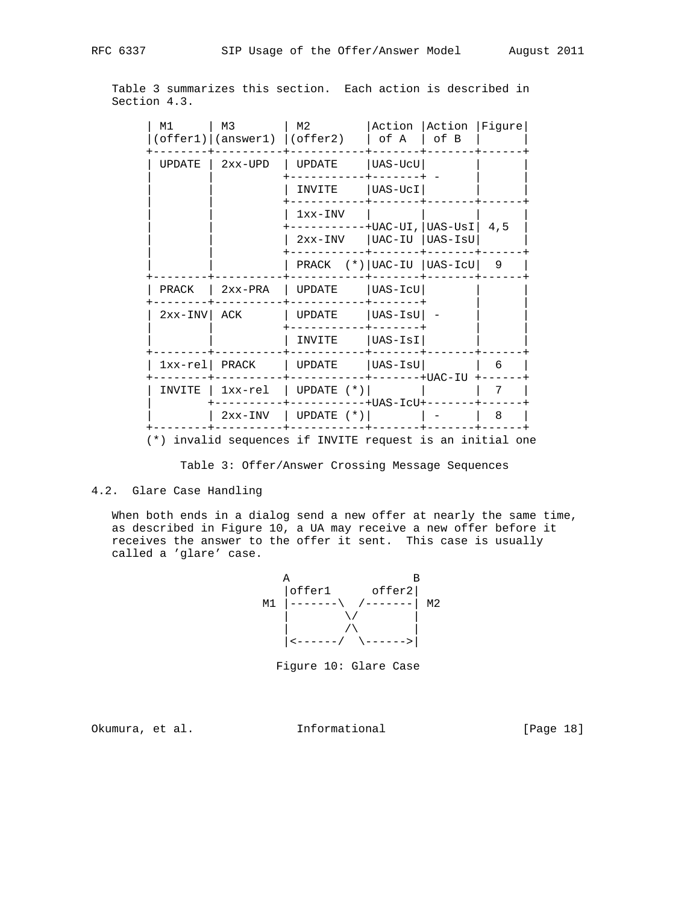Table 3 summarizes this section. Each action is described in Section 4.3.

```
      | M1     | M3        | M2         |Action |Action |Figure|
      |(offer1)|(answer1)  |(offer2)    | of A  | of B  |      |
      +--------+----------+-----------+-------+-------+------+
      | UPDATE | 2xx-UPD  | UPDATE    |UAS-UcU|       |      |
      |        |          +-----------+-------+ -     |      |
      |        |          | INVITE    |UAS-UcI|       |      |
      |        |          +-----------+-------+-------+------+
      |        |          | 1xx-INV   |       |       |      |
      |        |          +-----------+UAC-UI,|UAS-UsI| 4,5  |
      |        |          | 2xx-INV   |UAC-IU |UAS-IsU|      |
      |        |          +-----------+-------+-------+------+
      |        |          | PRACK  (*)|UAC-IU |UAS-IcU|  9   |
      +--------+----------+-----------+-------+-------+------+
      | PRACK  | 2xx-PRA  | UPDATE    |UAS-IcU|       |      |
      +--------+----------+-----------+-------+       |      |
      | 2xx-INV| ACK      | UPDATE    |UAS-IsU| -     |      |
      |        |          +-----------+-------+       |      |
      |        |          | INVITE    |UAS-IsI|       |      |
      +--------+----------+-----------+-------+-------+------+
      | 1xx-rel| PRACK    | UPDATE    |UAS-IsU|       |  6   |
      +--------+----------+-----------+-------+UAC-IU +------+
      | INVITE | 1xx-rel  | UPDATE (*)|       |       |  7   |
      |        +----------+-----------+UAS-IcU+-------+------+
      |        | 2xx-INV  | UPDATE (*)|       | -     |  8   |
      +--------+----------+-----------+-------+-------+------+
      (*) invalid sequences if INVITE request is an initial one
```

Table 3: Offer/Answer Crossing Message Sequences

## 4.2. Glare Case Handling

When both ends in a dialog send a new offer at nearly the same time, as described in Figure 10, a UA may receive a new offer before it receives the answer to the offer it sent. This case is usually called a 'glare' case.

```
                A                 B
                |offer1      offer2|
             M1 |-------\  /-------| M2
                |        \/        |
                |        /\        |
                |<------/  \------>|
```

Figure 10: Glare Case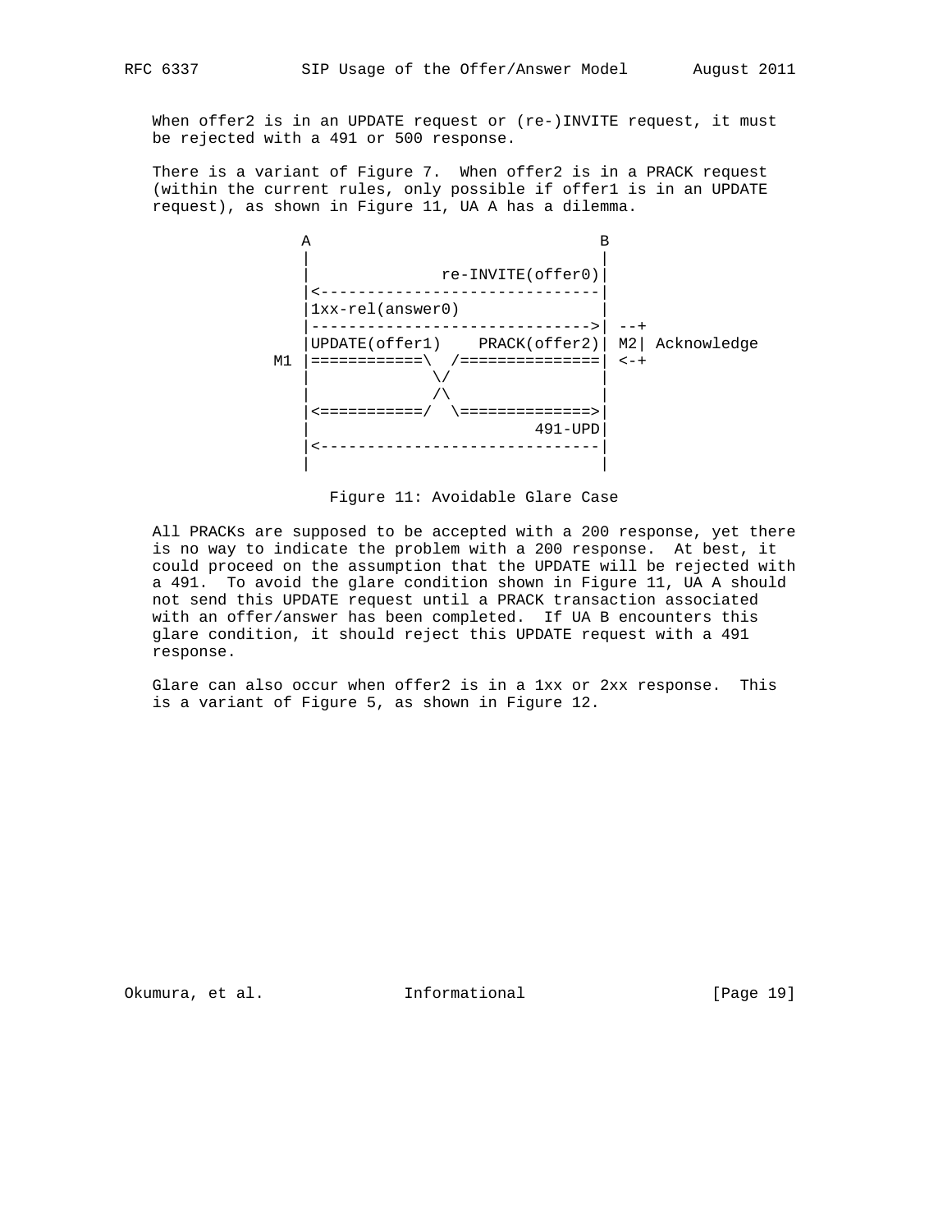When offer2 is in an UPDATE request or (re-)INVITE request, it must be rejected with a 491 or 500 response.

There is a variant of Figure 7. When offer2 is in a PRACK request (within the current rules, only possible if offer1 is in an UPDATE request), as shown in Figure 11, UA A has a dilemma.

```
              A                               B
              |                               |
              |               re-INVITE(offer0)|
              |<------------------------------|
              |1xx-rel(answer0)               |
              |------------------------------>| --+
              |UPDATE(offer1)    PRACK(offer2)| M2| Acknowledge
           M1 |============\  /===============| <-+
              |             \/                |
              |             /\                |
              |<===========/  \==============>|
              |                        491-UPD|
              |<------------------------------|
              |                               |
```

Figure 11: Avoidable Glare Case

All PRACKs are supposed to be accepted with a 200 response, yet there is no way to indicate the problem with a 200 response. At best, it could proceed on the assumption that the UPDATE will be rejected with a 491. To avoid the glare condition shown in Figure 11, UA A should not send this UPDATE request until a PRACK transaction associated with an offer/answer has been completed. If UA B encounters this glare condition, it should reject this UPDATE request with a 491 response.

Glare can also occur when offer2 is in a 1xx or 2xx response. This is a variant of Figure 5, as shown in Figure 12.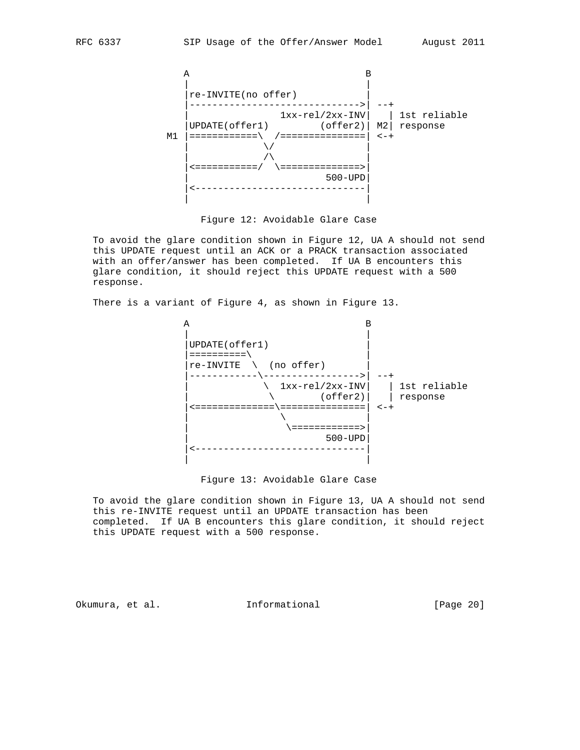```
            A                               B
            |                               |
            |re-INVITE(no offer)            |
            |------------------------------>| --+
            |                1xx-rel/2xx-INV|   | 1st reliable
            |UPDATE(offer1)         (offer2)| M2| response
         M1 |============\  /===============| <-+
            |             \/                |
            |             /\                |
            |<===========/  \==============>|
            |                        500-UPD|
            |<------------------------------|
            |                               |
```

Figure 12: Avoidable Glare Case

To avoid the glare condition shown in Figure 12, UA A should not send this UPDATE request until an ACK or a PRACK transaction associated with an offer/answer has been completed. If UA B encounters this glare condition, it should reject this UPDATE request with a 500 response.

There is a variant of Figure 4, as shown in Figure 13.

```
            A                               B
            |                               |
            |UPDATE(offer1)                 |
            |==========\                    |
            |re-INVITE  \  (no offer)       |
            |------------\----------------->| --+
            |             \  1xx-rel/2xx-INV|   | 1st reliable
            |              \        (offer2)|   | response
            |<==============\===============| <-+
            |                \              |
            |                 \============>|
            |                        500-UPD|
            |<------------------------------|
            |                               |
```

Figure 13: Avoidable Glare Case

To avoid the glare condition shown in Figure 13, UA A should not send this re-INVITE request until an UPDATE transaction has been completed. If UA B encounters this glare condition, it should reject this UPDATE request with a 500 response.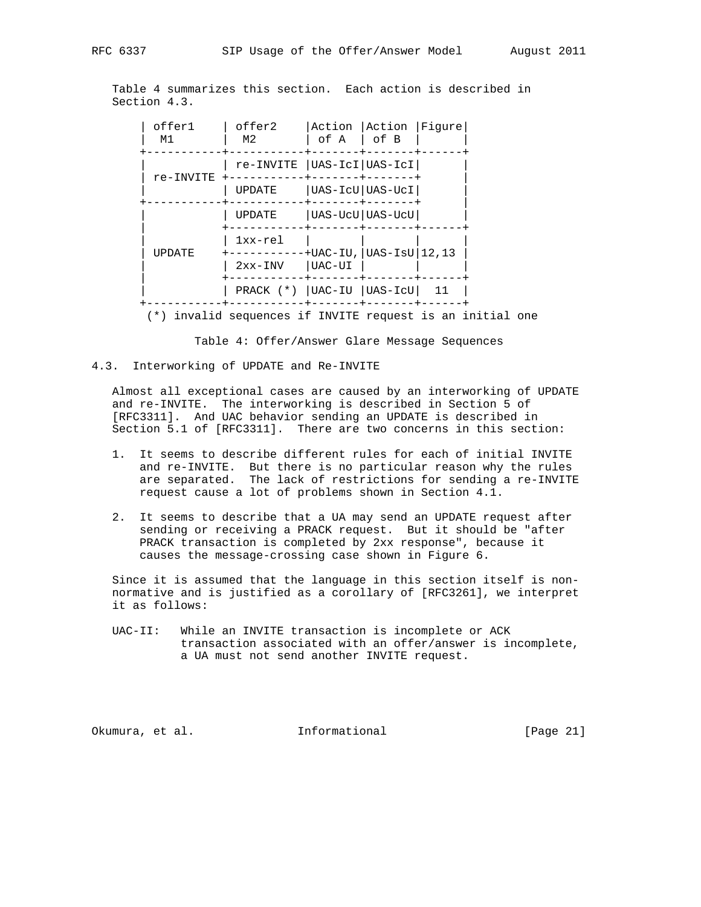Table 4 summarizes this section. Each action is described in Section 4.3.

| offer1 M1 | offer2 M2 | Action of A | Action of B | Figure |
|---|---|---|---|---|
| re-INVITE | re-INVITE | UAS-IcI | UAS-IcI | |
| | UPDATE | UAS-IcU | UAS-UcI | |
| UPDATE | UPDATE | UAS-UcU | UAS-UcU | |
| | 1xx-rel | UAC-IU, UAC-UI | UAS-IsU | 12,13 |
| | 2xx-INV | | | |
| | PRACK (*) | UAC-IU | UAS-IcU | 11 |

(*) invalid sequences if INVITE request is an initial one

Table 4: Offer/Answer Glare Message Sequences

## 4.3. Interworking of UPDATE and Re-INVITE

Almost all exceptional cases are caused by an interworking of UPDATE and re-INVITE. The interworking is described in Section 5 of [RFC3311]. And UAC behavior sending an UPDATE is described in Section 5.1 of [RFC3311]. There are two concerns in this section:

1. It seems to describe different rules for each of initial INVITE and re-INVITE. But there is no particular reason why the rules are separated. The lack of restrictions for sending a re-INVITE request cause a lot of problems shown in Section 4.1.

2. It seems to describe that a UA may send an UPDATE request after sending or receiving a PRACK request. But it should be "after PRACK transaction is completed by 2xx response", because it causes the message-crossing case shown in Figure 6.

Since it is assumed that the language in this section itself is non-normative and is justified as a corollary of [RFC3261], we interpret it as follows:

UAC-II: While an INVITE transaction is incomplete or ACK transaction associated with an offer/answer is incomplete, a UA must not send another INVITE request.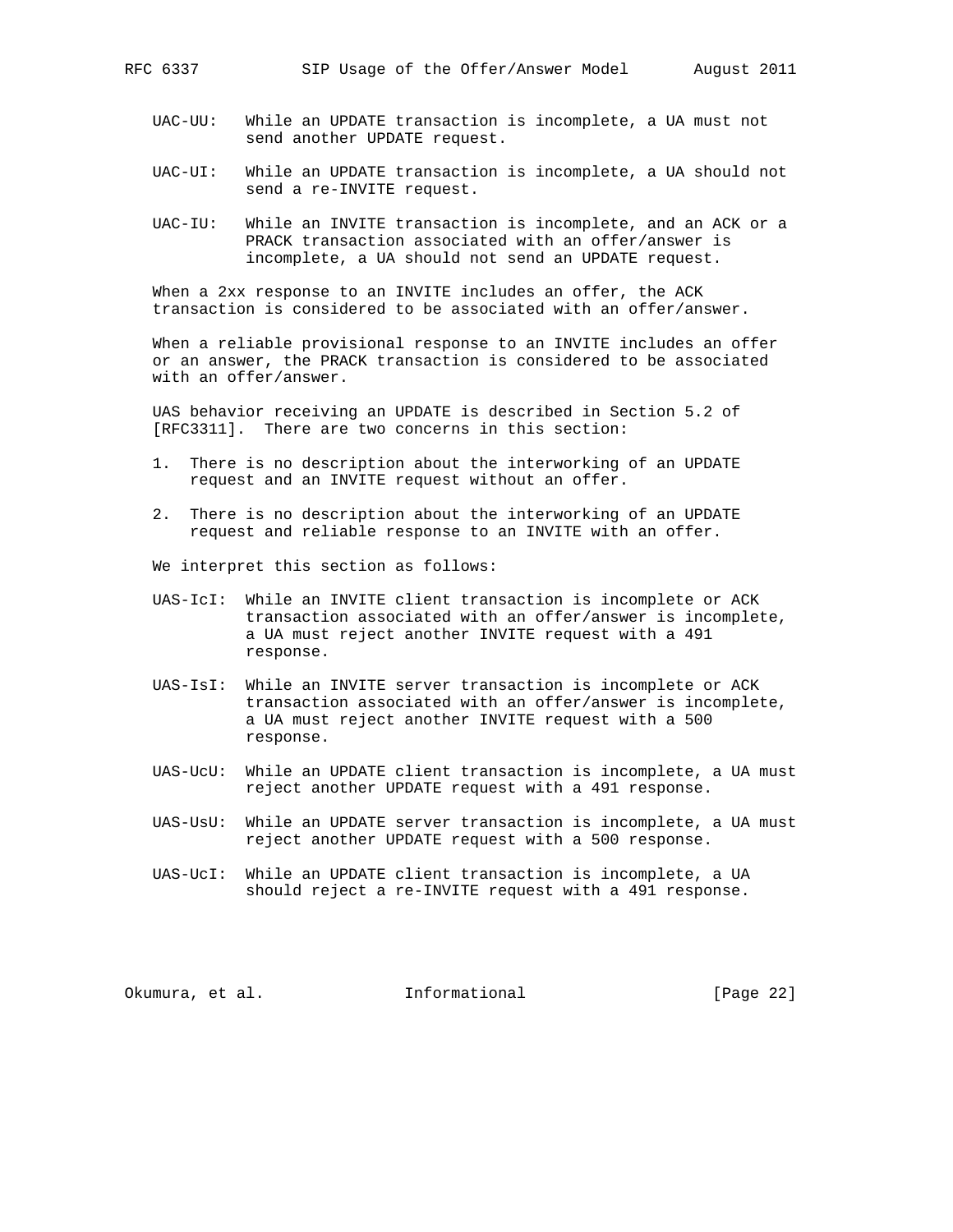UAC-UU: While an UPDATE transaction is incomplete, a UA must not send another UPDATE request.

UAC-UI: While an UPDATE transaction is incomplete, a UA should not send a re-INVITE request.

UAC-IU: While an INVITE transaction is incomplete, and an ACK or a PRACK transaction associated with an offer/answer is incomplete, a UA should not send an UPDATE request.

When a 2xx response to an INVITE includes an offer, the ACK transaction is considered to be associated with an offer/answer.

When a reliable provisional response to an INVITE includes an offer or an answer, the PRACK transaction is considered to be associated with an offer/answer.

UAS behavior receiving an UPDATE is described in Section 5.2 of [RFC3311]. There are two concerns in this section:

1. There is no description about the interworking of an UPDATE request and an INVITE request without an offer.

2. There is no description about the interworking of an UPDATE request and reliable response to an INVITE with an offer.

We interpret this section as follows:

UAS-IcI: While an INVITE client transaction is incomplete or ACK transaction associated with an offer/answer is incomplete, a UA must reject another INVITE request with a 491 response.

UAS-IsI: While an INVITE server transaction is incomplete or ACK transaction associated with an offer/answer is incomplete, a UA must reject another INVITE request with a 500 response.

UAS-UcU: While an UPDATE client transaction is incomplete, a UA must reject another UPDATE request with a 491 response.

UAS-UsU: While an UPDATE server transaction is incomplete, a UA must reject another UPDATE request with a 500 response.

UAS-UcI: While an UPDATE client transaction is incomplete, a UA should reject a re-INVITE request with a 491 response.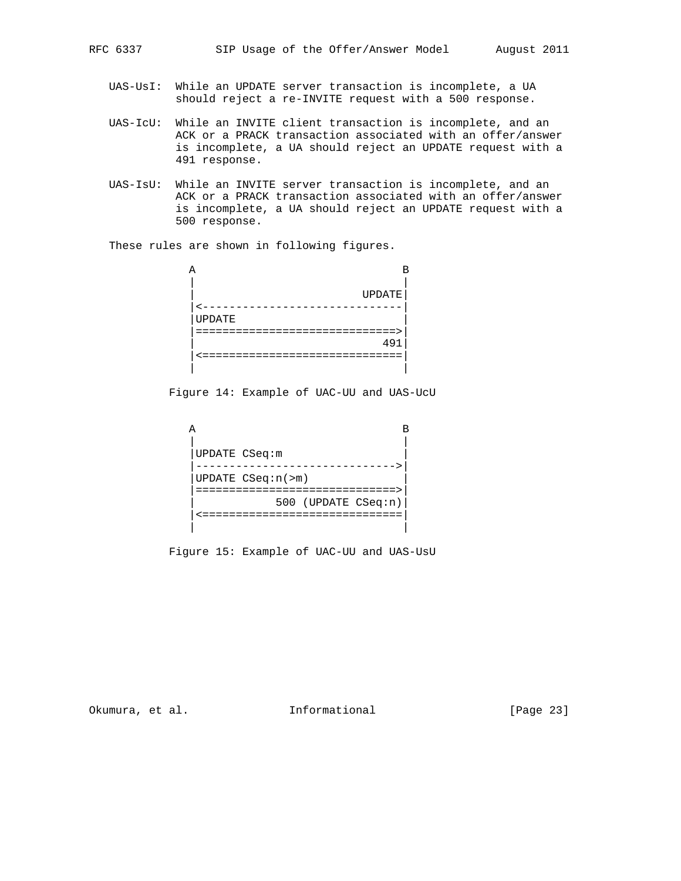UAS-UsI: While an UPDATE server transaction is incomplete, a UA should reject a re-INVITE request with a 500 response.

UAS-IcU: While an INVITE client transaction is incomplete, and an ACK or a PRACK transaction associated with an offer/answer is incomplete, a UA should reject an UPDATE request with a 491 response.

UAS-IsU: While an INVITE server transaction is incomplete, and an ACK or a PRACK transaction associated with an offer/answer is incomplete, a UA should reject an UPDATE request with a 500 response.

These rules are shown in following figures.

```
 A                                B
 |                                |
 |                          UPDATE|
 |<-------------------------------|
 |UPDATE                          |
 |===============================>|
 |                             491|
 |<===============================|
 |                                |
```

Figure 14: Example of UAC-UU and UAS-UcU

```
 A                                B
 |                                |
 |UPDATE CSeq:m                   |
 |------------------------------->|
 |UPDATE CSeq:n(>m)               |
 |===============================>|
 |            500 (UPDATE CSeq:n)|
 |<===============================|
 |                                |
```

Figure 15: Example of UAC-UU and UAS-UsU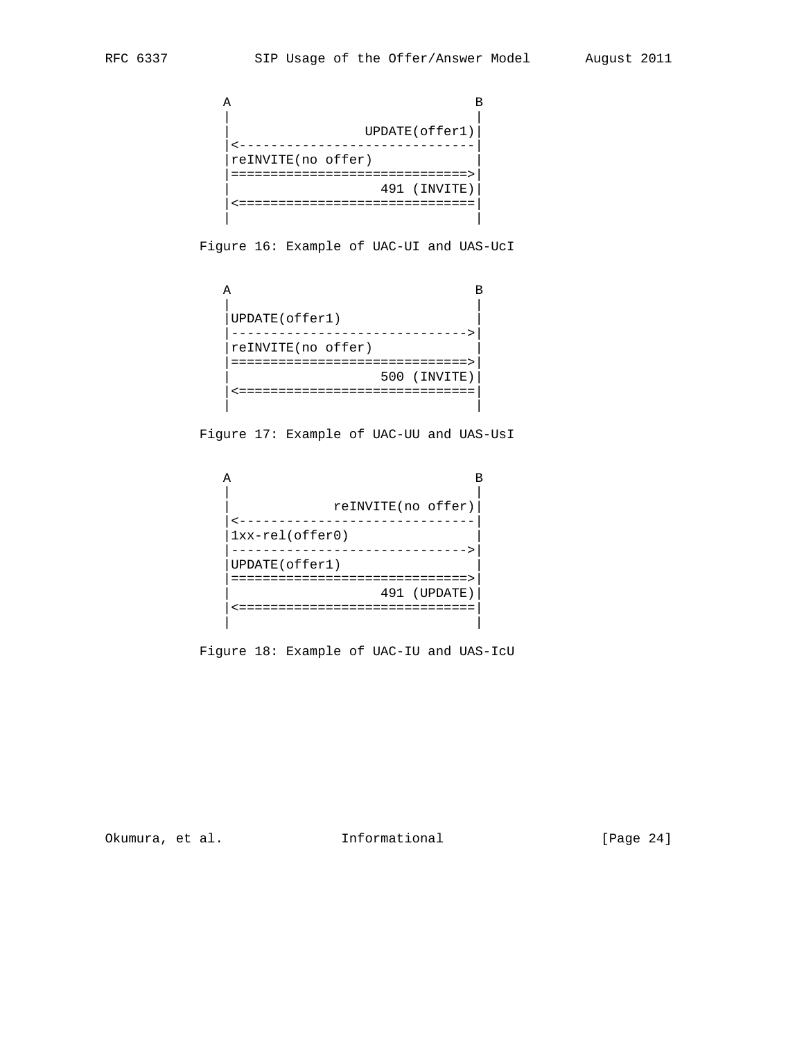```
   A                              B
   |                              |
   |                UPDATE(offer1)|
   |<-----------------------------|
   |reINVITE(no offer)            |
   |=============================>|
   |                 491 (INVITE) |
   |<=============================|
   |                              |
```

Figure 16: Example of UAC-UI and UAS-UcI

```
   A                              B
   |                              |
   |UPDATE(offer1)                |
   |----------------------------->|
   |reINVITE(no offer)            |
   |=============================>|
   |                 500 (INVITE) |
   |<=============================|
   |                              |
```

Figure 17: Example of UAC-UU and UAS-UsI

```
   A                              B
   |                              |
   |            reINVITE(no offer)|
   |<-----------------------------|
   |1xx-rel(offer0)               |
   |----------------------------->|
   |UPDATE(offer1)                |
   |=============================>|
   |                 491 (UPDATE) |
   |<=============================|
   |                              |
```

Figure 18: Example of UAC-IU and UAS-IcU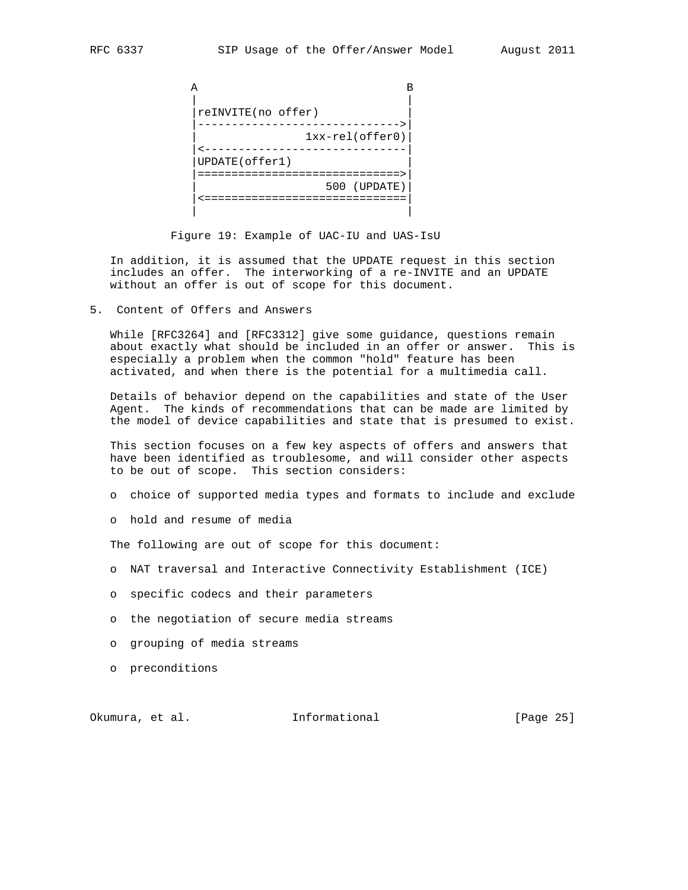```
             A                            B
             |                            |
             |reINVITE(no offer)          |
             |--------------------------->|
             |             1xx-rel(offer0)|
             |<---------------------------|
             |UPDATE(offer1)              |
             |===========================>|
             |                500 (UPDATE)|
             |<===========================|
             |                            |
```

Figure 19: Example of UAC-IU and UAS-IsU

In addition, it is assumed that the UPDATE request in this section includes an offer. The interworking of a re-INVITE and an UPDATE without an offer is out of scope for this document.

## 5. Content of Offers and Answers

While [RFC3264] and [RFC3312] give some guidance, questions remain about exactly what should be included in an offer or answer. This is especially a problem when the common "hold" feature has been activated, and when there is the potential for a multimedia call.

Details of behavior depend on the capabilities and state of the User Agent. The kinds of recommendations that can be made are limited by the model of device capabilities and state that is presumed to exist.

This section focuses on a few key aspects of offers and answers that have been identified as troublesome, and will consider other aspects to be out of scope. This section considers:

- choice of supported media types and formats to include and exclude
- hold and resume of media

The following are out of scope for this document:

- NAT traversal and Interactive Connectivity Establishment (ICE)
- specific codecs and their parameters
- the negotiation of secure media streams
- grouping of media streams
- preconditions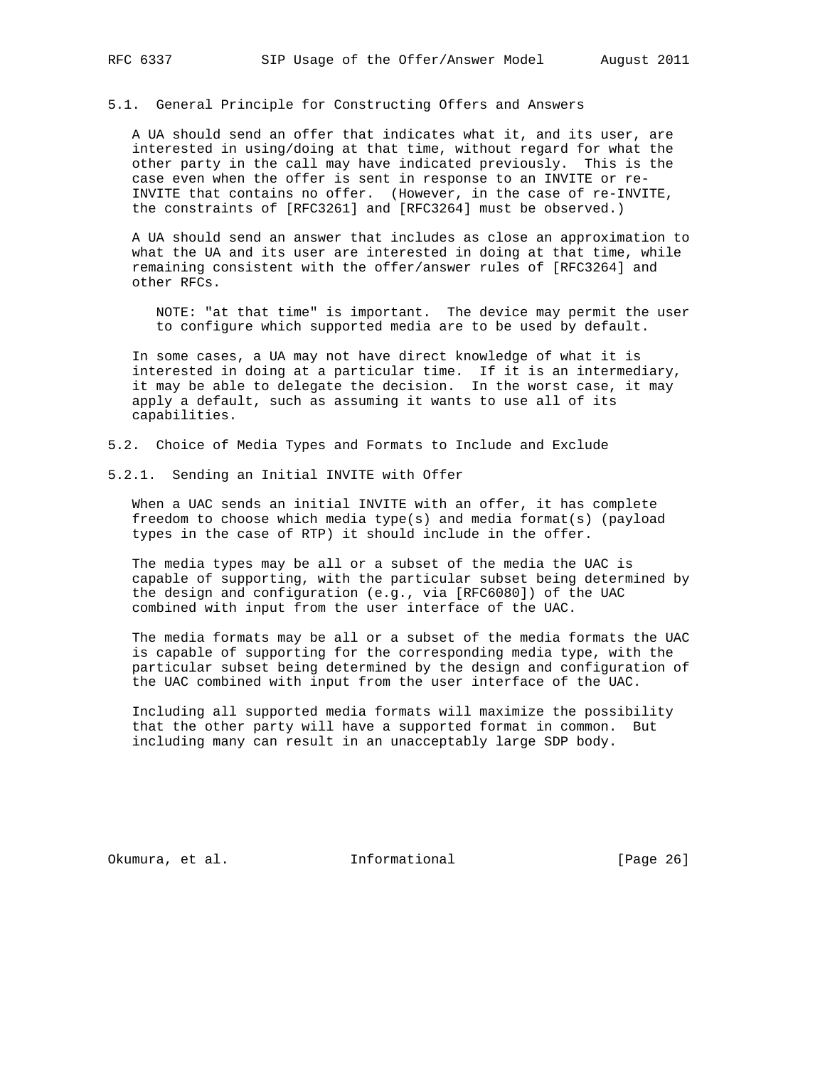### 5.1. General Principle for Constructing Offers and Answers

A UA should send an offer that indicates what it, and its user, are interested in using/doing at that time, without regard for what the other party in the call may have indicated previously. This is the case even when the offer is sent in response to an INVITE or re-INVITE that contains no offer. (However, in the case of re-INVITE, the constraints of [RFC3261] and [RFC3264] must be observed.)

A UA should send an answer that includes as close an approximation to what the UA and its user are interested in doing at that time, while remaining consistent with the offer/answer rules of [RFC3264] and other RFCs.

> NOTE: "at that time" is important. The device may permit the user to configure which supported media are to be used by default.

In some cases, a UA may not have direct knowledge of what it is interested in doing at a particular time. If it is an intermediary, it may be able to delegate the decision. In the worst case, it may apply a default, such as assuming it wants to use all of its capabilities.

### 5.2. Choice of Media Types and Formats to Include and Exclude

#### 5.2.1. Sending an Initial INVITE with Offer

When a UAC sends an initial INVITE with an offer, it has complete freedom to choose which media type(s) and media format(s) (payload types in the case of RTP) it should include in the offer.

The media types may be all or a subset of the media the UAC is capable of supporting, with the particular subset being determined by the design and configuration (e.g., via [RFC6080]) of the UAC combined with input from the user interface of the UAC.

The media formats may be all or a subset of the media formats the UAC is capable of supporting for the corresponding media type, with the particular subset being determined by the design and configuration of the UAC combined with input from the user interface of the UAC.

Including all supported media formats will maximize the possibility that the other party will have a supported format in common. But including many can result in an unacceptably large SDP body.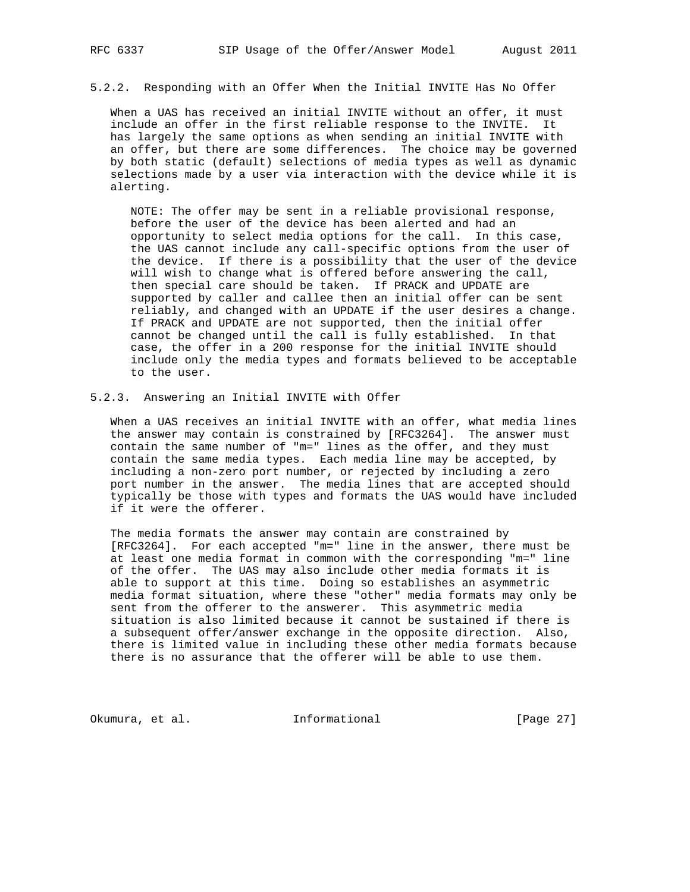### 5.2.2. Responding with an Offer When the Initial INVITE Has No Offer

When a UAS has received an initial INVITE without an offer, it must include an offer in the first reliable response to the INVITE. It has largely the same options as when sending an initial INVITE with an offer, but there are some differences. The choice may be governed by both static (default) selections of media types as well as dynamic selections made by a user via interaction with the device while it is alerting.

> NOTE: The offer may be sent in a reliable provisional response, before the user of the device has been alerted and had an opportunity to select media options for the call. In this case, the UAS cannot include any call-specific options from the user of the device. If there is a possibility that the user of the device will wish to change what is offered before answering the call, then special care should be taken. If PRACK and UPDATE are supported by caller and callee then an initial offer can be sent reliably, and changed with an UPDATE if the user desires a change. If PRACK and UPDATE are not supported, then the initial offer cannot be changed until the call is fully established. In that case, the offer in a 200 response for the initial INVITE should include only the media types and formats believed to be acceptable to the user.

### 5.2.3. Answering an Initial INVITE with Offer

When a UAS receives an initial INVITE with an offer, what media lines the answer may contain is constrained by [RFC3264]. The answer must contain the same number of "m=" lines as the offer, and they must contain the same media types. Each media line may be accepted, by including a non-zero port number, or rejected by including a zero port number in the answer. The media lines that are accepted should typically be those with types and formats the UAS would have included if it were the offerer.

The media formats the answer may contain are constrained by [RFC3264]. For each accepted "m=" line in the answer, there must be at least one media format in common with the corresponding "m=" line of the offer. The UAS may also include other media formats it is able to support at this time. Doing so establishes an asymmetric media format situation, where these "other" media formats may only be sent from the offerer to the answerer. This asymmetric media situation is also limited because it cannot be sustained if there is a subsequent offer/answer exchange in the opposite direction. Also, there is limited value in including these other media formats because there is no assurance that the offerer will be able to use them.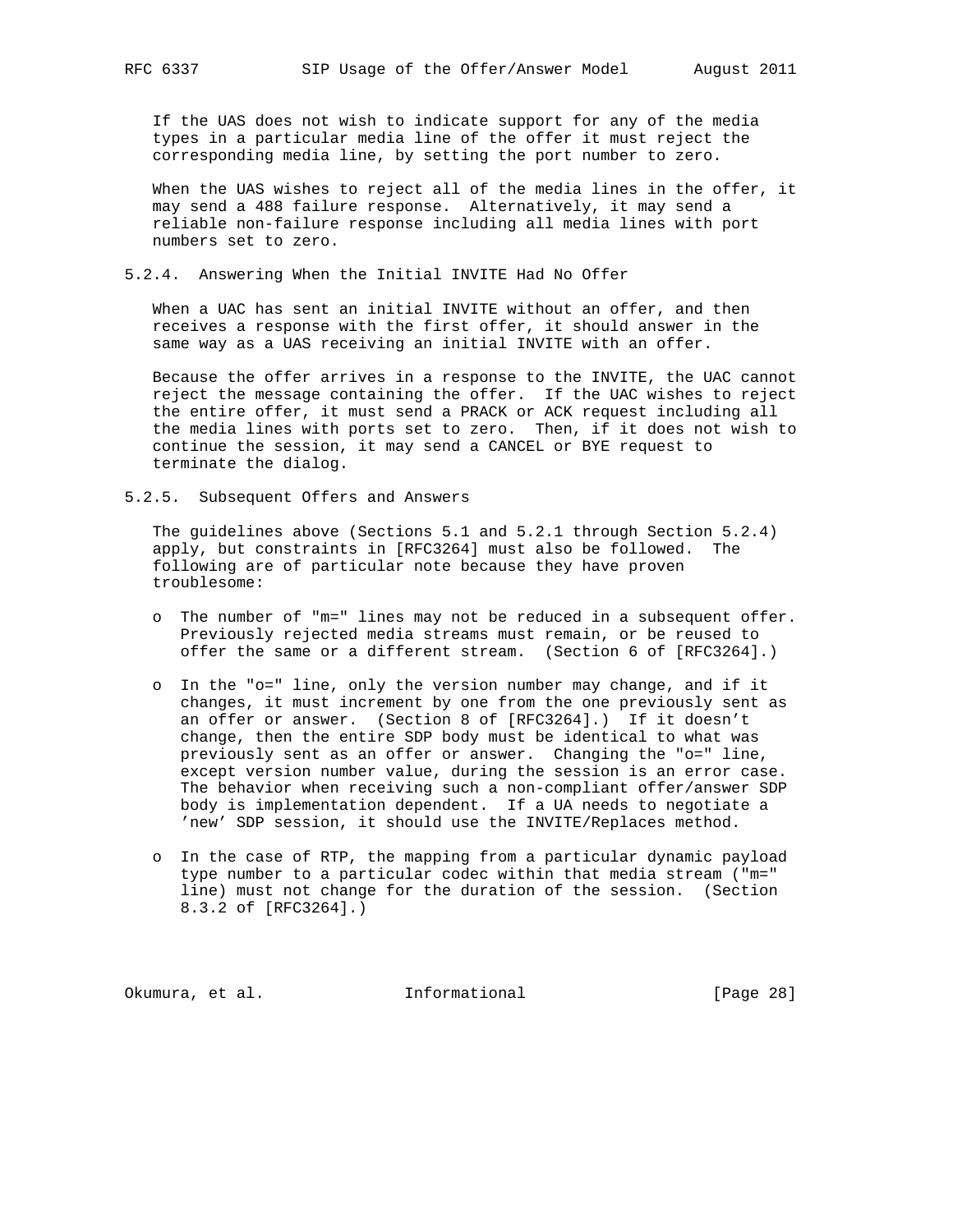If the UAS does not wish to indicate support for any of the media types in a particular media line of the offer it must reject the corresponding media line, by setting the port number to zero.

When the UAS wishes to reject all of the media lines in the offer, it may send a 488 failure response. Alternatively, it may send a reliable non-failure response including all media lines with port numbers set to zero.

### 5.2.4. Answering When the Initial INVITE Had No Offer

When a UAC has sent an initial INVITE without an offer, and then receives a response with the first offer, it should answer in the same way as a UAS receiving an initial INVITE with an offer.

Because the offer arrives in a response to the INVITE, the UAC cannot reject the message containing the offer. If the UAC wishes to reject the entire offer, it must send a PRACK or ACK request including all the media lines with ports set to zero. Then, if it does not wish to continue the session, it may send a CANCEL or BYE request to terminate the dialog.

### 5.2.5. Subsequent Offers and Answers

The guidelines above (Sections 5.1 and 5.2.1 through Section 5.2.4) apply, but constraints in [RFC3264] must also be followed. The following are of particular note because they have proven troublesome:

- The number of "m=" lines may not be reduced in a subsequent offer. Previously rejected media streams must remain, or be reused to offer the same or a different stream. (Section 6 of [RFC3264].)

- In the "o=" line, only the version number may change, and if it changes, it must increment by one from the one previously sent as an offer or answer. (Section 8 of [RFC3264].) If it doesn't change, then the entire SDP body must be identical to what was previously sent as an offer or answer. Changing the "o=" line, except version number value, during the session is an error case. The behavior when receiving such a non-compliant offer/answer SDP body is implementation dependent. If a UA needs to negotiate a 'new' SDP session, it should use the INVITE/Replaces method.

- In the case of RTP, the mapping from a particular dynamic payload type number to a particular codec within that media stream ("m=" line) must not change for the duration of the session. (Section 8.3.2 of [RFC3264].)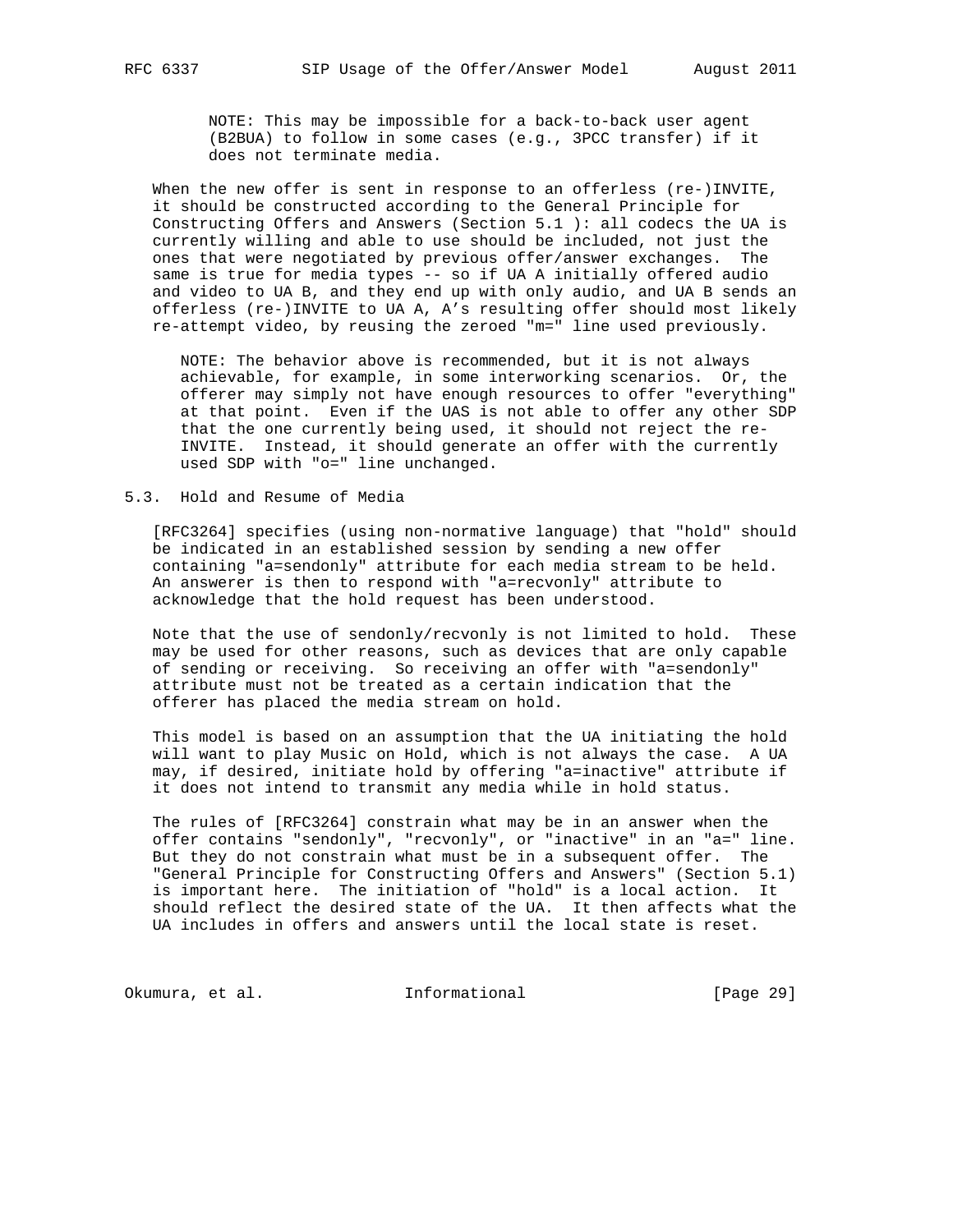NOTE: This may be impossible for a back-to-back user agent (B2BUA) to follow in some cases (e.g., 3PCC transfer) if it does not terminate media.

When the new offer is sent in response to an offerless (re-)INVITE, it should be constructed according to the General Principle for Constructing Offers and Answers (Section 5.1 ): all codecs the UA is currently willing and able to use should be included, not just the ones that were negotiated by previous offer/answer exchanges. The same is true for media types -- so if UA A initially offered audio and video to UA B, and they end up with only audio, and UA B sends an offerless (re-)INVITE to UA A, A's resulting offer should most likely re-attempt video, by reusing the zeroed "m=" line used previously.

NOTE: The behavior above is recommended, but it is not always achievable, for example, in some interworking scenarios. Or, the offerer may simply not have enough resources to offer "everything" at that point. Even if the UAS is not able to offer any other SDP that the one currently being used, it should not reject the re-INVITE. Instead, it should generate an offer with the currently used SDP with "o=" line unchanged.

## 5.3. Hold and Resume of Media

[RFC3264] specifies (using non-normative language) that "hold" should be indicated in an established session by sending a new offer containing "a=sendonly" attribute for each media stream to be held. An answerer is then to respond with "a=recvonly" attribute to acknowledge that the hold request has been understood.

Note that the use of sendonly/recvonly is not limited to hold. These may be used for other reasons, such as devices that are only capable of sending or receiving. So receiving an offer with "a=sendonly" attribute must not be treated as a certain indication that the offerer has placed the media stream on hold.

This model is based on an assumption that the UA initiating the hold will want to play Music on Hold, which is not always the case. A UA may, if desired, initiate hold by offering "a=inactive" attribute if it does not intend to transmit any media while in hold status.

The rules of [RFC3264] constrain what may be in an answer when the offer contains "sendonly", "recvonly", or "inactive" in an "a=" line. But they do not constrain what must be in a subsequent offer. The "General Principle for Constructing Offers and Answers" (Section 5.1) is important here. The initiation of "hold" is a local action. It should reflect the desired state of the UA. It then affects what the UA includes in offers and answers until the local state is reset.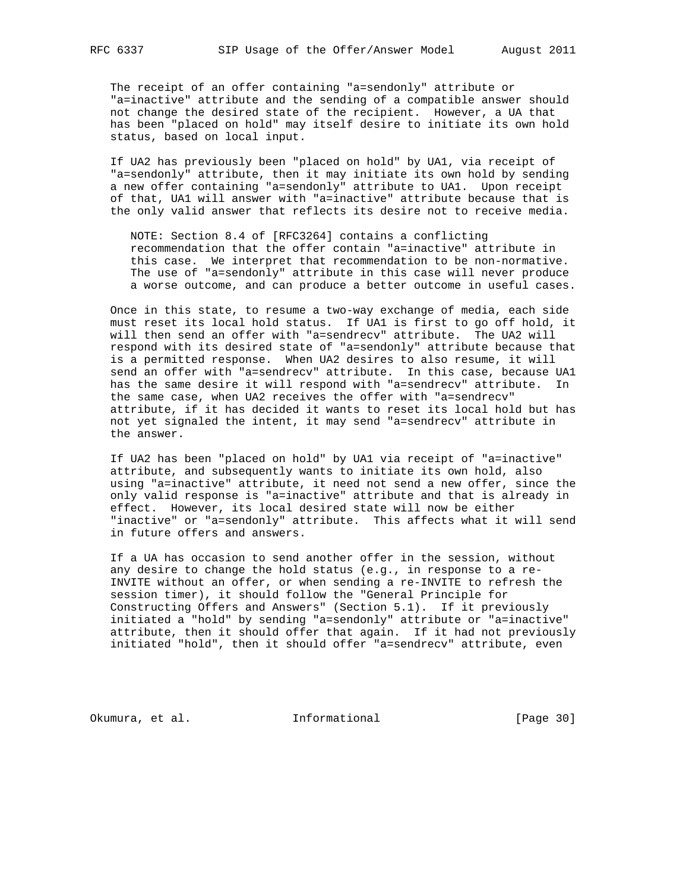The receipt of an offer containing "a=sendonly" attribute or "a=inactive" attribute and the sending of a compatible answer should not change the desired state of the recipient. However, a UA that has been "placed on hold" may itself desire to initiate its own hold status, based on local input.

If UA2 has previously been "placed on hold" by UA1, via receipt of "a=sendonly" attribute, then it may initiate its own hold by sending a new offer containing "a=sendonly" attribute to UA1. Upon receipt of that, UA1 will answer with "a=inactive" attribute because that is the only valid answer that reflects its desire not to receive media.

> NOTE: Section 8.4 of [RFC3264] contains a conflicting recommendation that the offer contain "a=inactive" attribute in this case. We interpret that recommendation to be non-normative. The use of "a=sendonly" attribute in this case will never produce a worse outcome, and can produce a better outcome in useful cases.

Once in this state, to resume a two-way exchange of media, each side must reset its local hold status. If UA1 is first to go off hold, it will then send an offer with "a=sendrecv" attribute. The UA2 will respond with its desired state of "a=sendonly" attribute because that is a permitted response. When UA2 desires to also resume, it will send an offer with "a=sendrecv" attribute. In this case, because UA1 has the same desire it will respond with "a=sendrecv" attribute. In the same case, when UA2 receives the offer with "a=sendrecv" attribute, if it has decided it wants to reset its local hold but has not yet signaled the intent, it may send "a=sendrecv" attribute in the answer.

If UA2 has been "placed on hold" by UA1 via receipt of "a=inactive" attribute, and subsequently wants to initiate its own hold, also using "a=inactive" attribute, it need not send a new offer, since the only valid response is "a=inactive" attribute and that is already in effect. However, its local desired state will now be either "inactive" or "a=sendonly" attribute. This affects what it will send in future offers and answers.

If a UA has occasion to send another offer in the session, without any desire to change the hold status (e.g., in response to a re-INVITE without an offer, or when sending a re-INVITE to refresh the session timer), it should follow the "General Principle for Constructing Offers and Answers" (Section 5.1). If it previously initiated a "hold" by sending "a=sendonly" attribute or "a=inactive" attribute, then it should offer that again. If it had not previously initiated "hold", then it should offer "a=sendrecv" attribute, even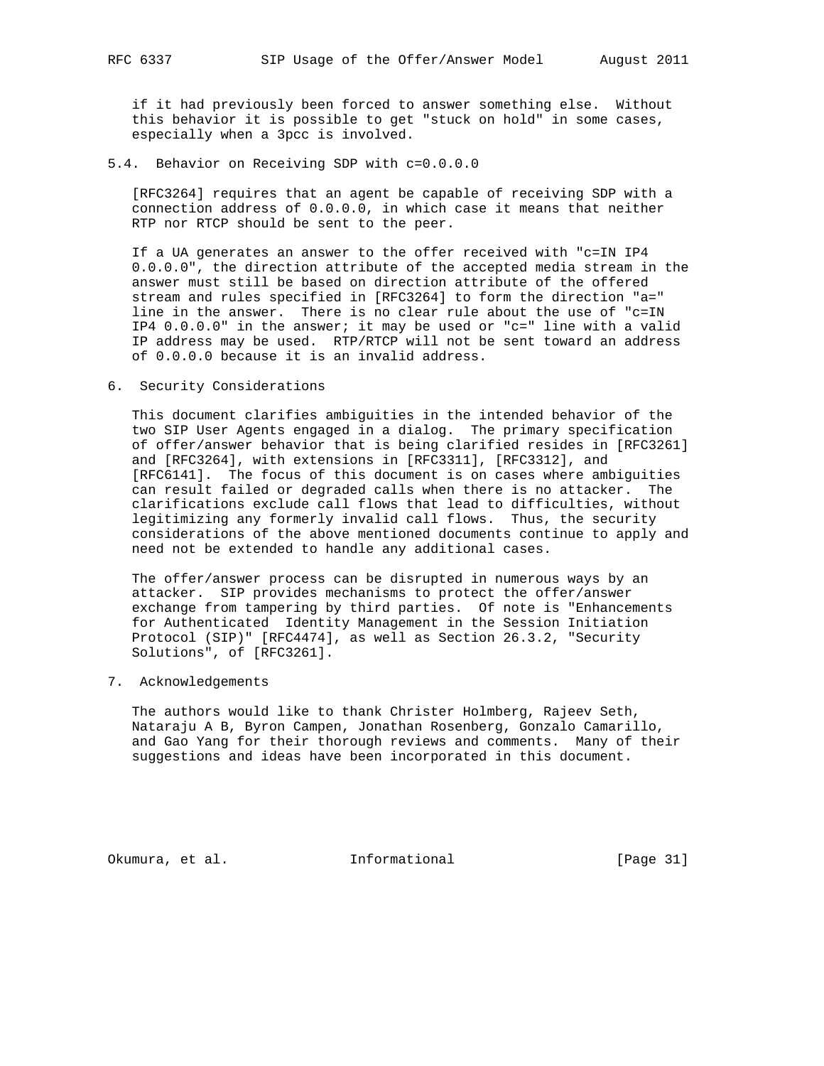if it had previously been forced to answer something else. Without this behavior it is possible to get "stuck on hold" in some cases, especially when a 3pcc is involved.

### 5.4. Behavior on Receiving SDP with c=0.0.0.0

[RFC3264] requires that an agent be capable of receiving SDP with a connection address of 0.0.0.0, in which case it means that neither RTP nor RTCP should be sent to the peer.

If a UA generates an answer to the offer received with "c=IN IP4 0.0.0.0", the direction attribute of the accepted media stream in the answer must still be based on direction attribute of the offered stream and rules specified in [RFC3264] to form the direction "a=" line in the answer. There is no clear rule about the use of "c=IN IP4 0.0.0.0" in the answer; it may be used or "c=" line with a valid IP address may be used. RTP/RTCP will not be sent toward an address of 0.0.0.0 because it is an invalid address.

## 6. Security Considerations

This document clarifies ambiguities in the intended behavior of the two SIP User Agents engaged in a dialog. The primary specification of offer/answer behavior that is being clarified resides in [RFC3261] and [RFC3264], with extensions in [RFC3311], [RFC3312], and [RFC6141]. The focus of this document is on cases where ambiguities can result failed or degraded calls when there is no attacker. The clarifications exclude call flows that lead to difficulties, without legitimizing any formerly invalid call flows. Thus, the security considerations of the above mentioned documents continue to apply and need not be extended to handle any additional cases.

The offer/answer process can be disrupted in numerous ways by an attacker. SIP provides mechanisms to protect the offer/answer exchange from tampering by third parties. Of note is "Enhancements for Authenticated Identity Management in the Session Initiation Protocol (SIP)" [RFC4474], as well as Section 26.3.2, "Security Solutions", of [RFC3261].

## 7. Acknowledgements

The authors would like to thank Christer Holmberg, Rajeev Seth, Nataraju A B, Byron Campen, Jonathan Rosenberg, Gonzalo Camarillo, and Gao Yang for their thorough reviews and comments. Many of their suggestions and ideas have been incorporated in this document.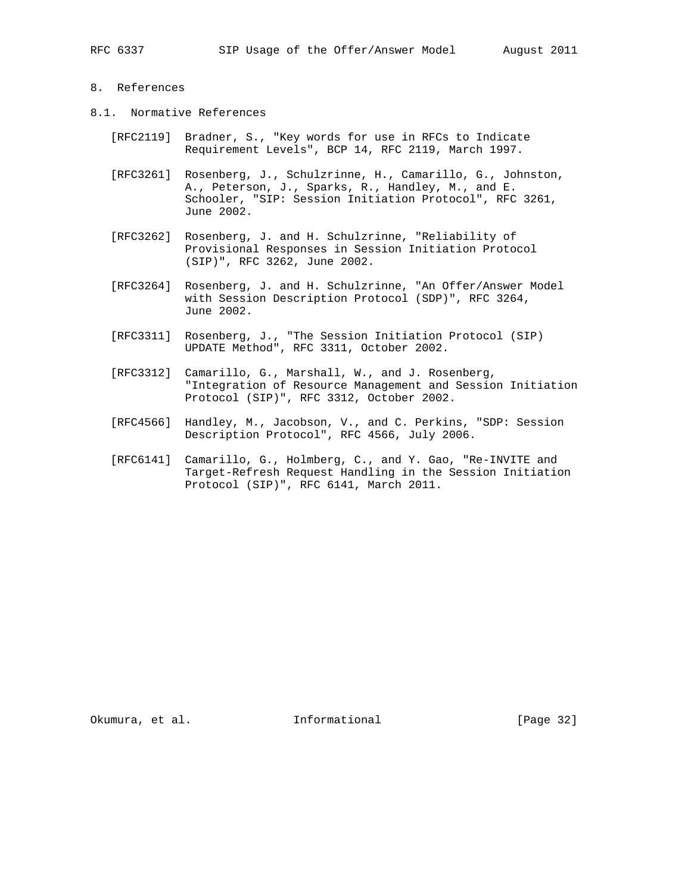# 8. References

## 8.1. Normative References

[RFC2119] Bradner, S., "Key words for use in RFCs to Indicate Requirement Levels", BCP 14, RFC 2119, March 1997.

[RFC3261] Rosenberg, J., Schulzrinne, H., Camarillo, G., Johnston, A., Peterson, J., Sparks, R., Handley, M., and E. Schooler, "SIP: Session Initiation Protocol", RFC 3261, June 2002.

[RFC3262] Rosenberg, J. and H. Schulzrinne, "Reliability of Provisional Responses in Session Initiation Protocol (SIP)", RFC 3262, June 2002.

[RFC3264] Rosenberg, J. and H. Schulzrinne, "An Offer/Answer Model with Session Description Protocol (SDP)", RFC 3264, June 2002.

[RFC3311] Rosenberg, J., "The Session Initiation Protocol (SIP) UPDATE Method", RFC 3311, October 2002.

[RFC3312] Camarillo, G., Marshall, W., and J. Rosenberg, "Integration of Resource Management and Session Initiation Protocol (SIP)", RFC 3312, October 2002.

[RFC4566] Handley, M., Jacobson, V., and C. Perkins, "SDP: Session Description Protocol", RFC 4566, July 2006.

[RFC6141] Camarillo, G., Holmberg, C., and Y. Gao, "Re-INVITE and Target-Refresh Request Handling in the Session Initiation Protocol (SIP)", RFC 6141, March 2011.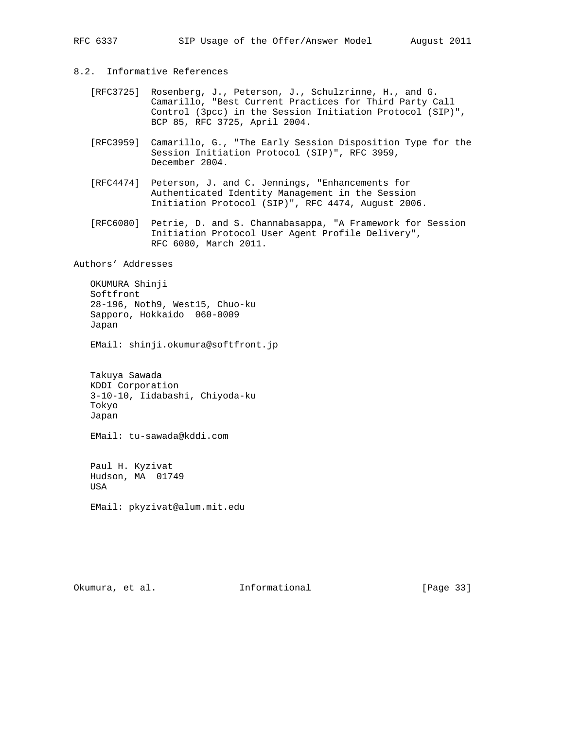### 8.2. Informative References

[RFC3725] Rosenberg, J., Peterson, J., Schulzrinne, H., and G. Camarillo, "Best Current Practices for Third Party Call Control (3pcc) in the Session Initiation Protocol (SIP)", BCP 85, RFC 3725, April 2004.

[RFC3959] Camarillo, G., "The Early Session Disposition Type for the Session Initiation Protocol (SIP)", RFC 3959, December 2004.

[RFC4474] Peterson, J. and C. Jennings, "Enhancements for Authenticated Identity Management in the Session Initiation Protocol (SIP)", RFC 4474, August 2006.

[RFC6080] Petrie, D. and S. Channabasappa, "A Framework for Session Initiation Protocol User Agent Profile Delivery", RFC 6080, March 2011.

## Authors' Addresses

OKUMURA Shinji  
Softfront  
28-196, Noth9, West15, Chuo-ku  
Sapporo, Hokkaido 060-0009  
Japan

EMail: shinji.okumura@softfront.jp

Takuya Sawada  
KDDI Corporation  
3-10-10, Iidabashi, Chiyoda-ku  
Tokyo  
Japan

EMail: tu-sawada@kddi.com

Paul H. Kyzivat  
Hudson, MA 01749  
USA

EMail: pkyzivat@alum.mit.edu